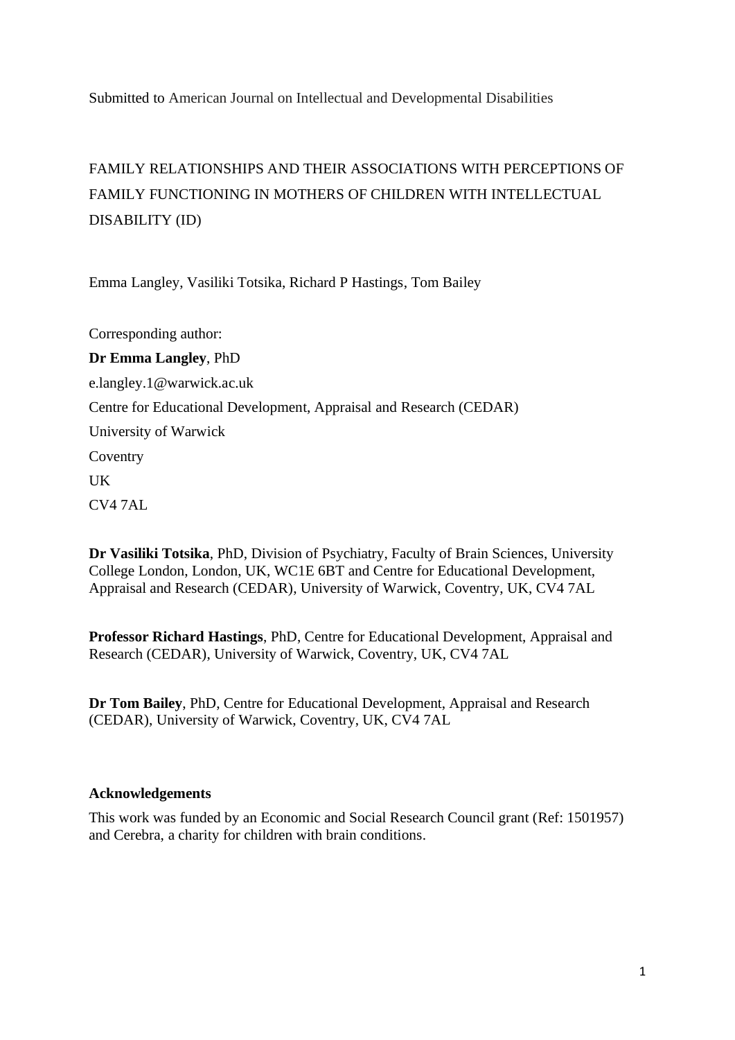Submitted to American Journal on Intellectual and Developmental Disabilities

# FAMILY RELATIONSHIPS AND THEIR ASSOCIATIONS WITH PERCEPTIONS OF FAMILY FUNCTIONING IN MOTHERS OF CHILDREN WITH INTELLECTUAL DISABILITY (ID)

Emma Langley, Vasiliki Totsika, Richard P Hastings, Tom Bailey

Corresponding author:

**Dr Emma Langley**, PhD

e.langley.1@warwick.ac.uk

Centre for Educational Development, Appraisal and Research (CEDAR)

University of Warwick

Coventry

UK

CV4 7AL

**Dr Vasiliki Totsika**, PhD, Division of Psychiatry, Faculty of Brain Sciences, University College London, London, UK, WC1E 6BT and Centre for Educational Development, Appraisal and Research (CEDAR), University of Warwick, Coventry, UK, CV4 7AL

**Professor Richard Hastings**, PhD, Centre for Educational Development, Appraisal and Research (CEDAR), University of Warwick, Coventry, UK, CV4 7AL

**Dr Tom Bailey**, PhD, Centre for Educational Development, Appraisal and Research (CEDAR), University of Warwick, Coventry, UK, CV4 7AL

### Acknowledgements

This work was funded by an Economic and Social Research Council grant (Ref: 1501957) and Cerebra, a charity for children with brain conditions.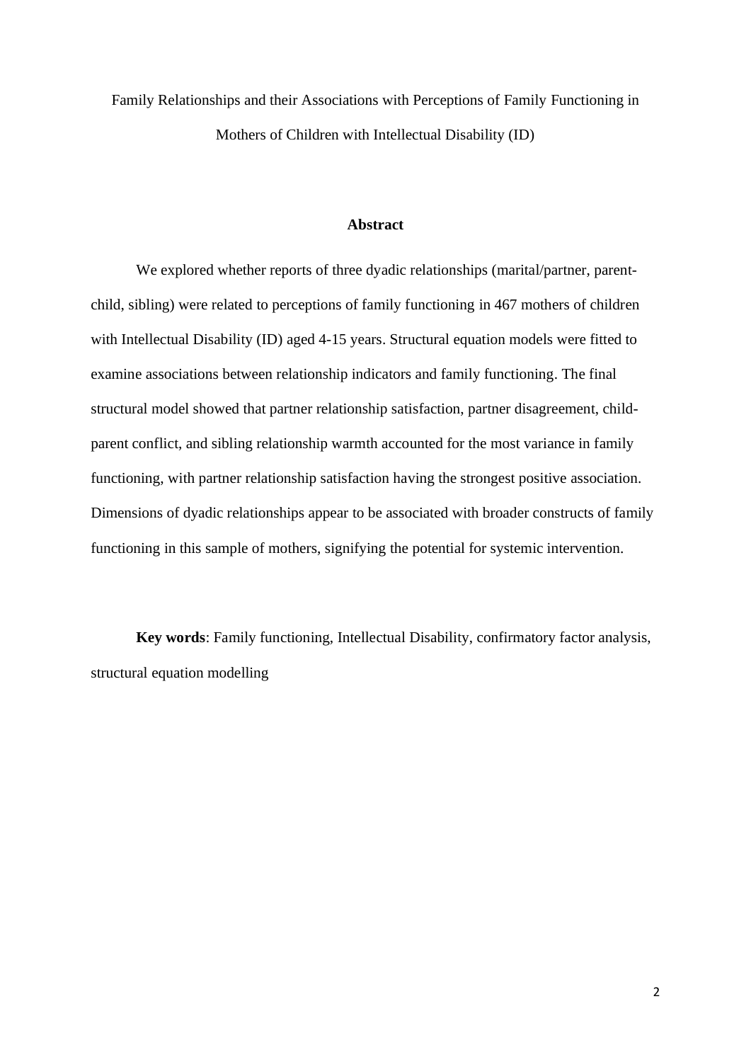Family Relationships and their Associations with Perceptions of Family Functioning in Mothers of Children with Intellectual Disability (ID)

## Abstract

We explored whether reports of three dyadic relationships (marital/partner, parent-child, sibling) were related to perceptions of family functioning in 467 mothers of children with Intellectual Disability (ID) aged 4-15 years. Structural equation models were fitted to examine associations between relationship indicators and family functioning. The final structural model showed that partner relationship satisfaction, partner disagreement, child-parent conflict, and sibling relationship warmth accounted for the most variance in family functioning, with partner relationship satisfaction having the strongest positive association. Dimensions of dyadic relationships appear to be associated with broader constructs of family functioning in this sample of mothers, signifying the potential for systemic intervention.

**Key words**: Family functioning, Intellectual Disability, confirmatory factor analysis, structural equation modelling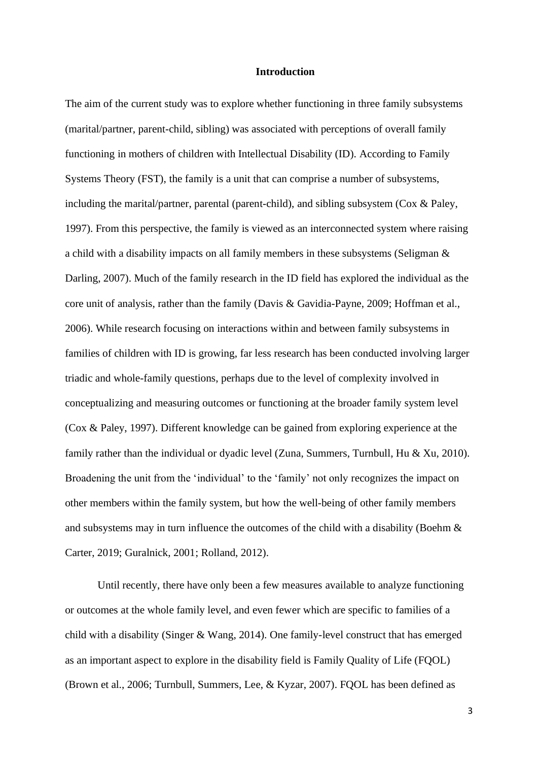## Introduction

The aim of the current study was to explore whether functioning in three family subsystems (marital/partner, parent-child, sibling) was associated with perceptions of overall family functioning in mothers of children with Intellectual Disability (ID). According to Family Systems Theory (FST), the family is a unit that can comprise a number of subsystems, including the marital/partner, parental (parent-child), and sibling subsystem (Cox & Paley, 1997). From this perspective, the family is viewed as an interconnected system where raising a child with a disability impacts on all family members in these subsystems (Seligman & Darling, 2007). Much of the family research in the ID field has explored the individual as the core unit of analysis, rather than the family (Davis & Gavidia-Payne, 2009; Hoffman et al., 2006). While research focusing on interactions within and between family subsystems in families of children with ID is growing, far less research has been conducted involving larger triadic and whole-family questions, perhaps due to the level of complexity involved in conceptualizing and measuring outcomes or functioning at the broader family system level (Cox & Paley, 1997). Different knowledge can be gained from exploring experience at the family rather than the individual or dyadic level (Zuna, Summers, Turnbull, Hu & Xu, 2010). Broadening the unit from the 'individual' to the 'family' not only recognizes the impact on other members within the family system, but how the well-being of other family members and subsystems may in turn influence the outcomes of the child with a disability (Boehm & Carter, 2019; Guralnick, 2001; Rolland, 2012).

Until recently, there have only been a few measures available to analyze functioning or outcomes at the whole family level, and even fewer which are specific to families of a child with a disability (Singer & Wang, 2014). One family-level construct that has emerged as an important aspect to explore in the disability field is Family Quality of Life (FQOL) (Brown et al., 2006; Turnbull, Summers, Lee, & Kyzar, 2007). FQOL has been defined as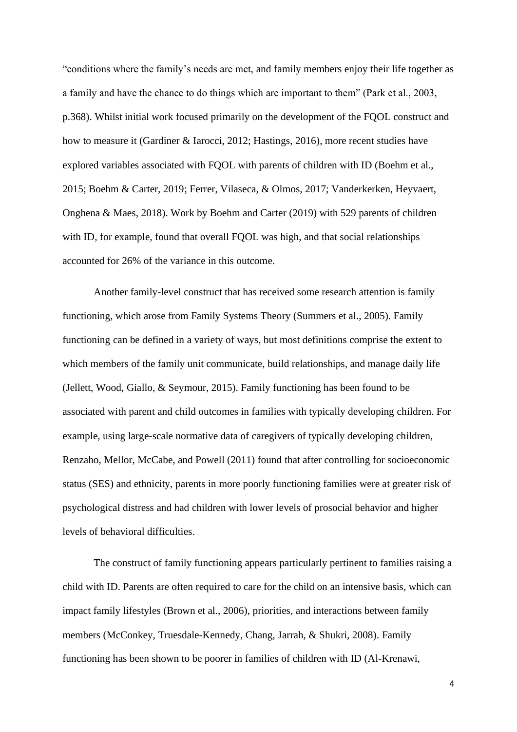"conditions where the family's needs are met, and family members enjoy their life together as a family and have the chance to do things which are important to them" (Park et al., 2003, p.368). Whilst initial work focused primarily on the development of the FQOL construct and how to measure it (Gardiner & Iarocci, 2012; Hastings, 2016), more recent studies have explored variables associated with FQOL with parents of children with ID (Boehm et al., 2015; Boehm & Carter, 2019; Ferrer, Vilaseca, & Olmos, 2017; Vanderkerken, Heyvaert, Onghena & Maes, 2018). Work by Boehm and Carter (2019) with 529 parents of children with ID, for example, found that overall FQOL was high, and that social relationships accounted for 26% of the variance in this outcome.

Another family-level construct that has received some research attention is family functioning, which arose from Family Systems Theory (Summers et al., 2005). Family functioning can be defined in a variety of ways, but most definitions comprise the extent to which members of the family unit communicate, build relationships, and manage daily life (Jellett, Wood, Giallo, & Seymour, 2015). Family functioning has been found to be associated with parent and child outcomes in families with typically developing children. For example, using large-scale normative data of caregivers of typically developing children, Renzaho, Mellor, McCabe, and Powell (2011) found that after controlling for socioeconomic status (SES) and ethnicity, parents in more poorly functioning families were at greater risk of psychological distress and had children with lower levels of prosocial behavior and higher levels of behavioral difficulties.

The construct of family functioning appears particularly pertinent to families raising a child with ID. Parents are often required to care for the child on an intensive basis, which can impact family lifestyles (Brown et al., 2006), priorities, and interactions between family members (McConkey, Truesdale-Kennedy, Chang, Jarrah, & Shukri, 2008). Family functioning has been shown to be poorer in families of children with ID (Al-Krenawi,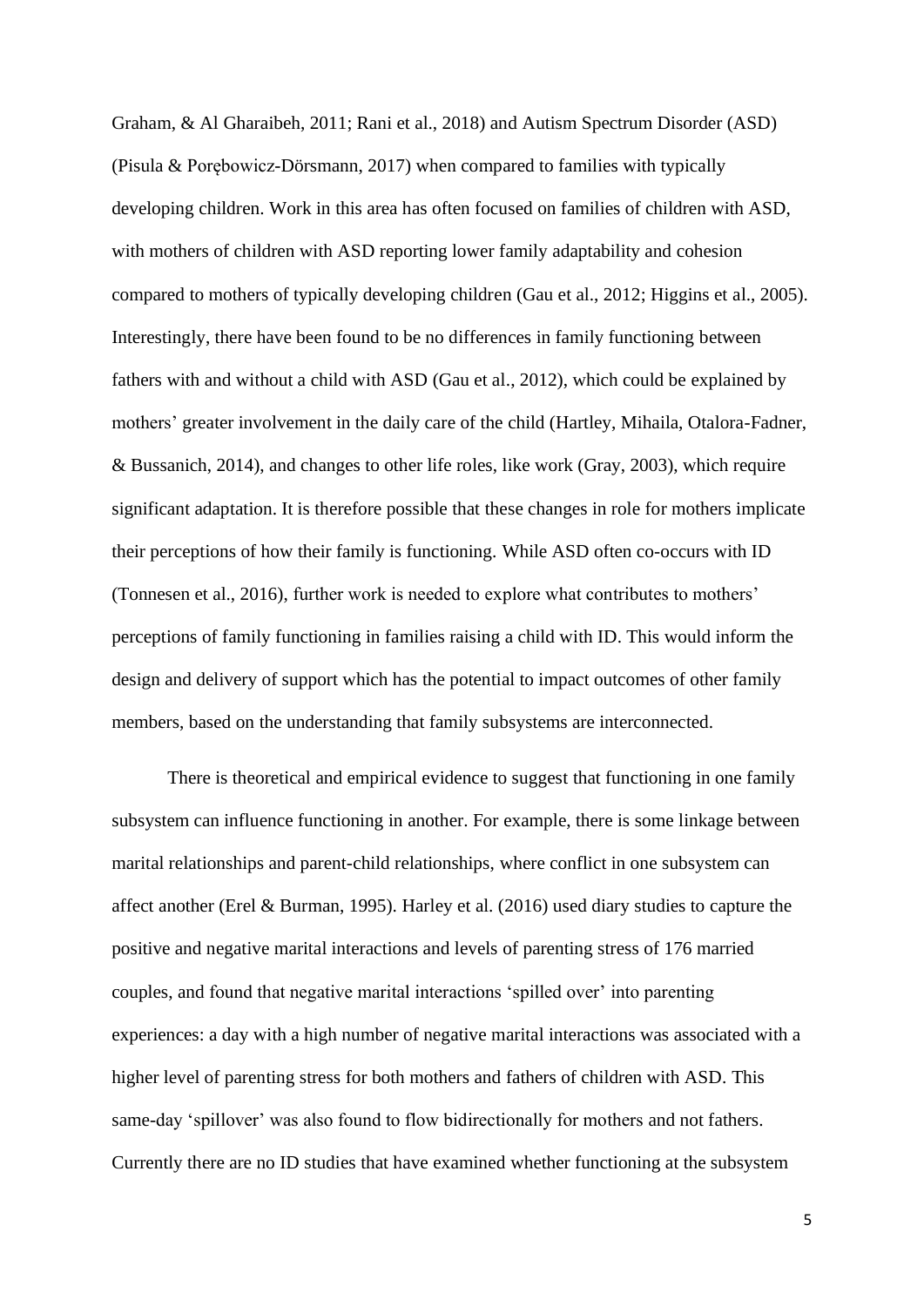Graham, & Al Gharaibeh, 2011; Rani et al., 2018) and Autism Spectrum Disorder (ASD) (Pisula & Porębowicz-Dörsmann, 2017) when compared to families with typically developing children. Work in this area has often focused on families of children with ASD, with mothers of children with ASD reporting lower family adaptability and cohesion compared to mothers of typically developing children (Gau et al., 2012; Higgins et al., 2005). Interestingly, there have been found to be no differences in family functioning between fathers with and without a child with ASD (Gau et al., 2012), which could be explained by mothers' greater involvement in the daily care of the child (Hartley, Mihaila, Otalora-Fadner, & Bussanich, 2014), and changes to other life roles, like work (Gray, 2003), which require significant adaptation. It is therefore possible that these changes in role for mothers implicate their perceptions of how their family is functioning. While ASD often co-occurs with ID (Tonnesen et al., 2016), further work is needed to explore what contributes to mothers' perceptions of family functioning in families raising a child with ID. This would inform the design and delivery of support which has the potential to impact outcomes of other family members, based on the understanding that family subsystems are interconnected.

There is theoretical and empirical evidence to suggest that functioning in one family subsystem can influence functioning in another. For example, there is some linkage between marital relationships and parent-child relationships, where conflict in one subsystem can affect another (Erel & Burman, 1995). Harley et al. (2016) used diary studies to capture the positive and negative marital interactions and levels of parenting stress of 176 married couples, and found that negative marital interactions 'spilled over' into parenting experiences: a day with a high number of negative marital interactions was associated with a higher level of parenting stress for both mothers and fathers of children with ASD. This same-day 'spillover' was also found to flow bidirectionally for mothers and not fathers. Currently there are no ID studies that have examined whether functioning at the subsystem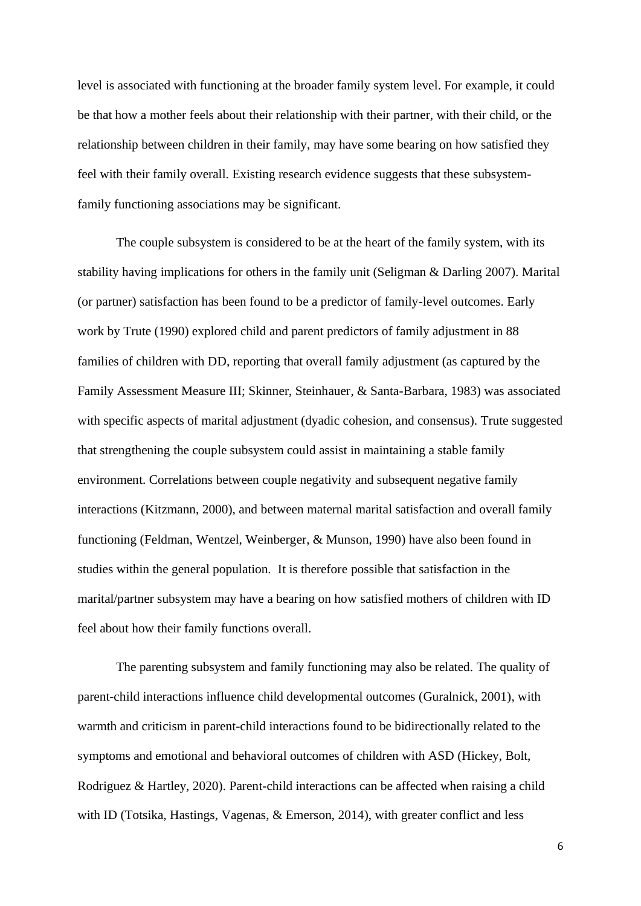level is associated with functioning at the broader family system level. For example, it could be that how a mother feels about their relationship with their partner, with their child, or the relationship between children in their family, may have some bearing on how satisfied they feel with their family overall. Existing research evidence suggests that these subsystem-family functioning associations may be significant.

The couple subsystem is considered to be at the heart of the family system, with its stability having implications for others in the family unit (Seligman & Darling 2007). Marital (or partner) satisfaction has been found to be a predictor of family-level outcomes. Early work by Trute (1990) explored child and parent predictors of family adjustment in 88 families of children with DD, reporting that overall family adjustment (as captured by the Family Assessment Measure III; Skinner, Steinhauer, & Santa-Barbara, 1983) was associated with specific aspects of marital adjustment (dyadic cohesion, and consensus). Trute suggested that strengthening the couple subsystem could assist in maintaining a stable family environment. Correlations between couple negativity and subsequent negative family interactions (Kitzmann, 2000), and between maternal marital satisfaction and overall family functioning (Feldman, Wentzel, Weinberger, & Munson, 1990) have also been found in studies within the general population. It is therefore possible that satisfaction in the marital/partner subsystem may have a bearing on how satisfied mothers of children with ID feel about how their family functions overall.

The parenting subsystem and family functioning may also be related. The quality of parent-child interactions influence child developmental outcomes (Guralnick, 2001), with warmth and criticism in parent-child interactions found to be bidirectionally related to the symptoms and emotional and behavioral outcomes of children with ASD (Hickey, Bolt, Rodriguez & Hartley, 2020). Parent-child interactions can be affected when raising a child with ID (Totsika, Hastings, Vagenas, & Emerson, 2014), with greater conflict and less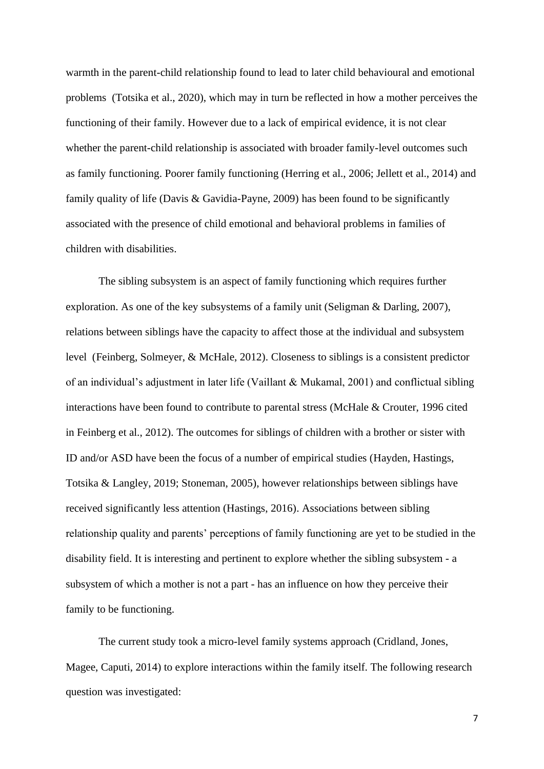warmth in the parent-child relationship found to lead to later child behavioural and emotional problems (Totsika et al., 2020), which may in turn be reflected in how a mother perceives the functioning of their family. However due to a lack of empirical evidence, it is not clear whether the parent-child relationship is associated with broader family-level outcomes such as family functioning. Poorer family functioning (Herring et al., 2006; Jellett et al., 2014) and family quality of life (Davis & Gavidia-Payne, 2009) has been found to be significantly associated with the presence of child emotional and behavioral problems in families of children with disabilities.

The sibling subsystem is an aspect of family functioning which requires further exploration. As one of the key subsystems of a family unit (Seligman & Darling, 2007), relations between siblings have the capacity to affect those at the individual and subsystem level (Feinberg, Solmeyer, & McHale, 2012). Closeness to siblings is a consistent predictor of an individual's adjustment in later life (Vaillant & Mukamal, 2001) and conflictual sibling interactions have been found to contribute to parental stress (McHale & Crouter, 1996 cited in Feinberg et al., 2012). The outcomes for siblings of children with a brother or sister with ID and/or ASD have been the focus of a number of empirical studies (Hayden, Hastings, Totsika & Langley, 2019; Stoneman, 2005), however relationships between siblings have received significantly less attention (Hastings, 2016). Associations between sibling relationship quality and parents' perceptions of family functioning are yet to be studied in the disability field. It is interesting and pertinent to explore whether the sibling subsystem - a subsystem of which a mother is not a part - has an influence on how they perceive their family to be functioning.

The current study took a micro-level family systems approach (Cridland, Jones, Magee, Caputi, 2014) to explore interactions within the family itself. The following research question was investigated: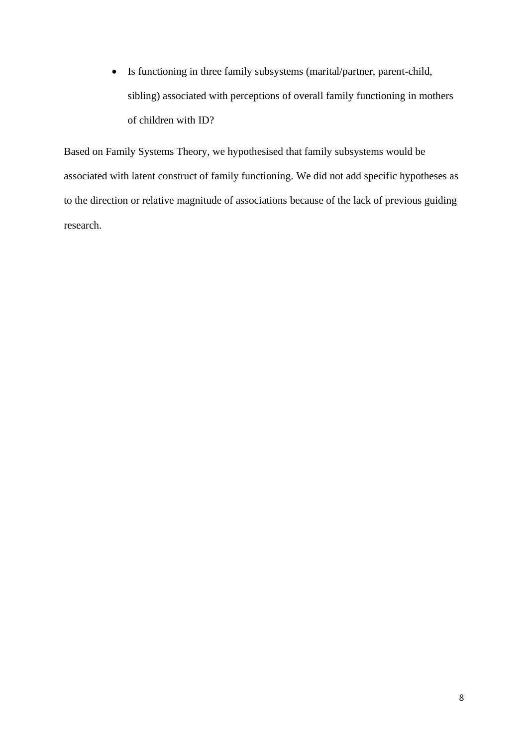- Is functioning in three family subsystems (marital/partner, parent-child, sibling) associated with perceptions of overall family functioning in mothers of children with ID?

Based on Family Systems Theory, we hypothesised that family subsystems would be associated with latent construct of family functioning. We did not add specific hypotheses as to the direction or relative magnitude of associations because of the lack of previous guiding research.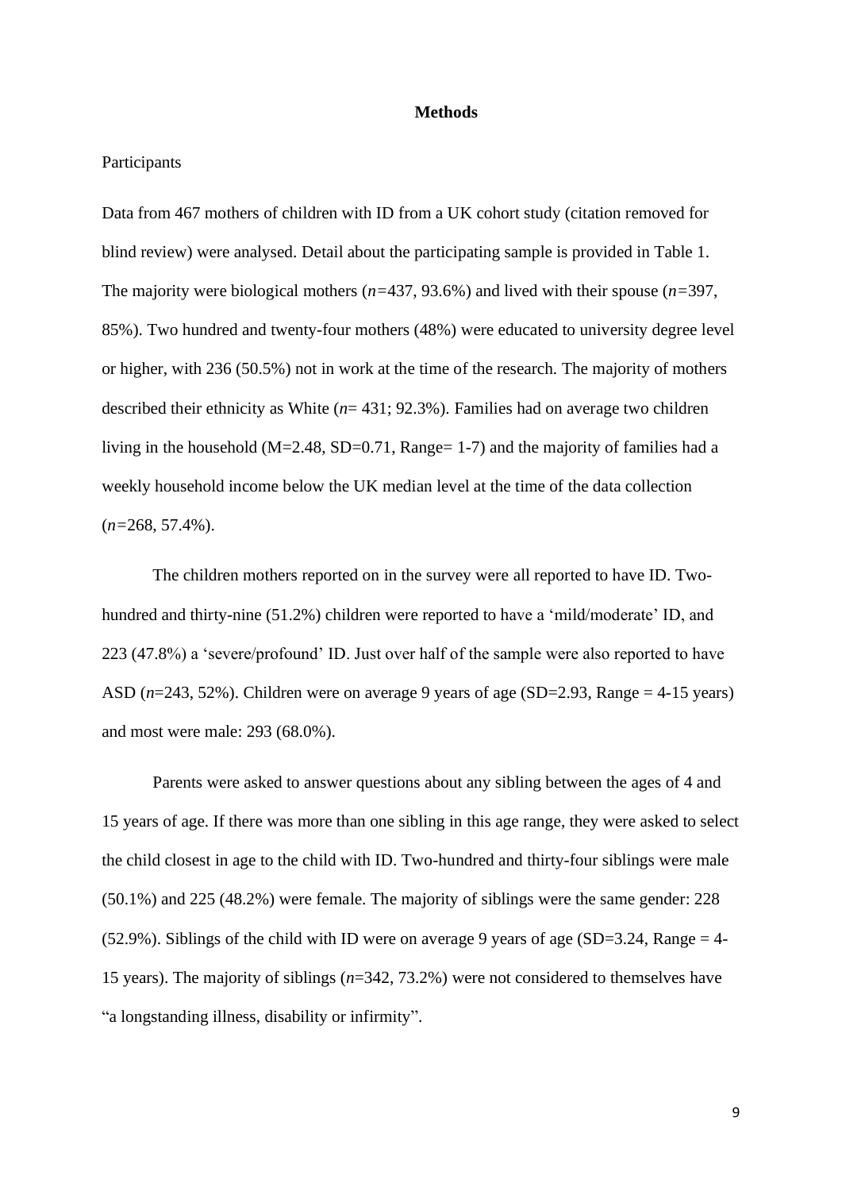## Methods

Participants

Data from 467 mothers of children with ID from a UK cohort study (citation removed for blind review) were analysed. Detail about the participating sample is provided in Table 1. The majority were biological mothers (*n=*437, 93.6%) and lived with their spouse (*n=*397, 85%). Two hundred and twenty-four mothers (48%) were educated to university degree level or higher, with 236 (50.5%) not in work at the time of the research. The majority of mothers described their ethnicity as White (*n*= 431; 92.3%). Families had on average two children living in the household (M=2.48, SD=0.71, Range= 1-7) and the majority of families had a weekly household income below the UK median level at the time of the data collection (*n=*268, 57.4%).

The children mothers reported on in the survey were all reported to have ID. Two-hundred and thirty-nine (51.2%) children were reported to have a 'mild/moderate' ID, and 223 (47.8%) a 'severe/profound' ID. Just over half of the sample were also reported to have ASD (*n*=243, 52%). Children were on average 9 years of age (SD=2.93, Range = 4-15 years) and most were male: 293 (68.0%).

Parents were asked to answer questions about any sibling between the ages of 4 and 15 years of age. If there was more than one sibling in this age range, they were asked to select the child closest in age to the child with ID. Two-hundred and thirty-four siblings were male (50.1%) and 225 (48.2%) were female. The majority of siblings were the same gender: 228 (52.9%). Siblings of the child with ID were on average 9 years of age (SD=3.24, Range = 4-15 years). The majority of siblings (*n*=342, 73.2%) were not considered to themselves have "a longstanding illness, disability or infirmity".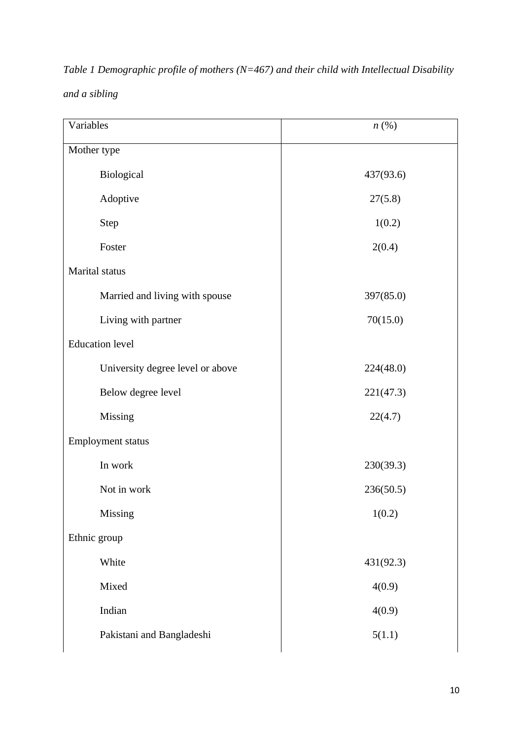*Table 1 Demographic profile of mothers (N=467) and their child with Intellectual Disability and a sibling*

| Variables | *n* (%) |
|---|---|
| Mother type | |
| Biological | 437(93.6) |
| Adoptive | 27(5.8) |
| Step | 1(0.2) |
| Foster | 2(0.4) |
| Marital status | |
| Married and living with spouse | 397(85.0) |
| Living with partner | 70(15.0) |
| Education level | |
| University degree level or above | 224(48.0) |
| Below degree level | 221(47.3) |
| Missing | 22(4.7) |
| Employment status | |
| In work | 230(39.3) |
| Not in work | 236(50.5) |
| Missing | 1(0.2) |
| Ethnic group | |
| White | 431(92.3) |
| Mixed | 4(0.9) |
| Indian | 4(0.9) |
| Pakistani and Bangladeshi | 5(1.1) |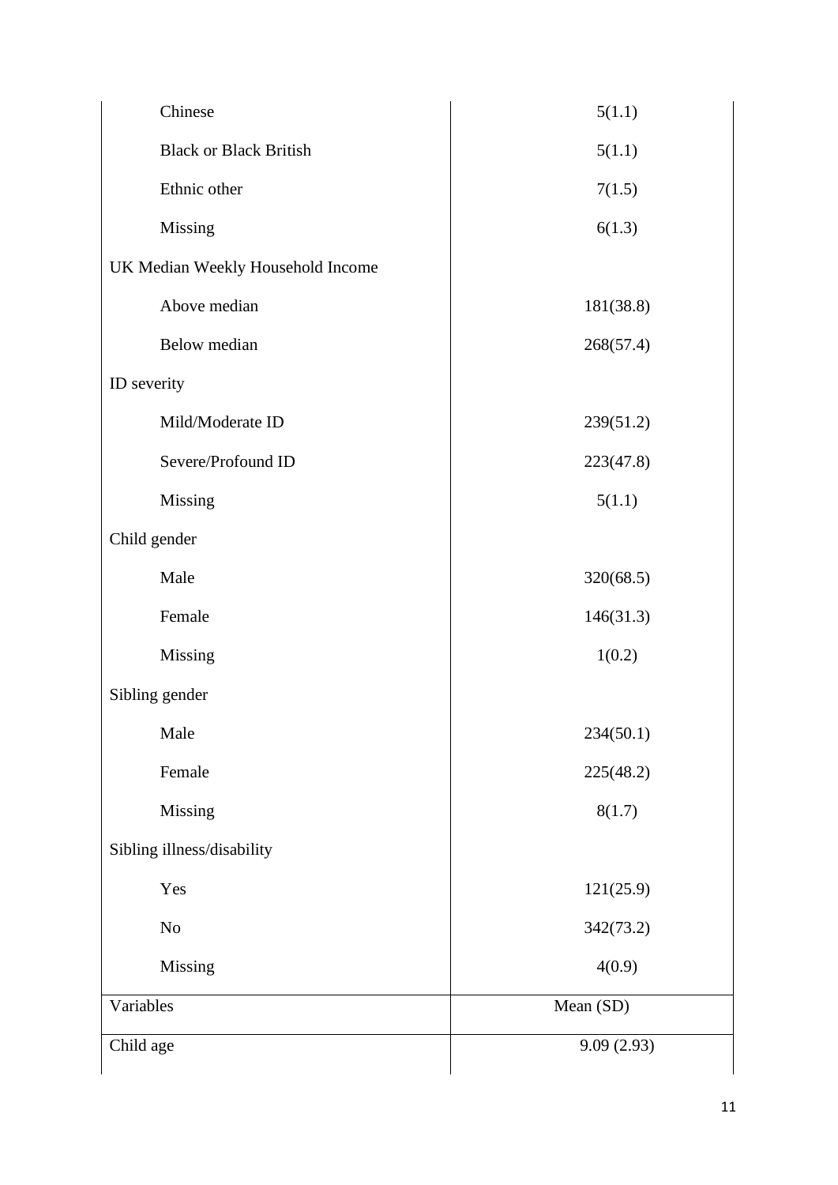| | |
|---|---|
| Chinese | 5(1.1) |
| Black or Black British | 5(1.1) |
| Ethnic other | 7(1.5) |
| Missing | 6(1.3) |
| UK Median Weekly Household Income | |
| Above median | 181(38.8) |
| Below median | 268(57.4) |
| ID severity | |
| Mild/Moderate ID | 239(51.2) |
| Severe/Profound ID | 223(47.8) |
| Missing | 5(1.1) |
| Child gender | |
| Male | 320(68.5) |
| Female | 146(31.3) |
| Missing | 1(0.2) |
| Sibling gender | |
| Male | 234(50.1) |
| Female | 225(48.2) |
| Missing | 8(1.7) |
| Sibling illness/disability | |
| Yes | 121(25.9) |
| No | 342(73.2) |
| Missing | 4(0.9) |
| **Variables** | **Mean (SD)** |
| Child age | 9.09 (2.93) |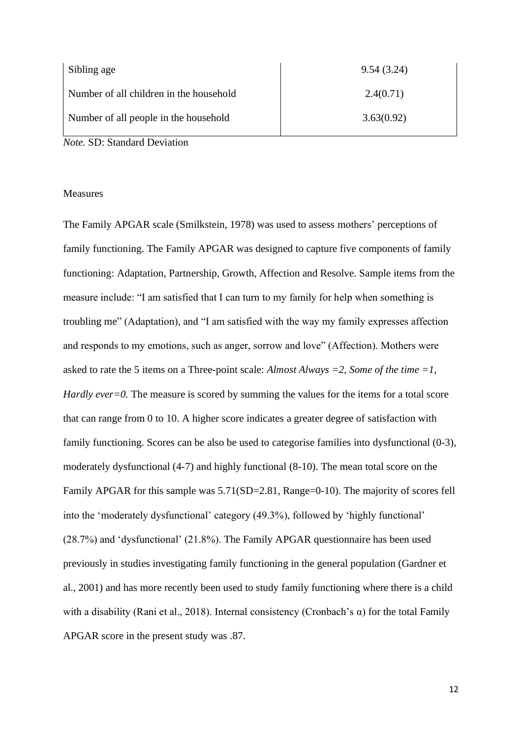| | |
|---|---|
| Sibling age | 9.54 (3.24) |
| Number of all children in the household | 2.4(0.71) |
| Number of all people in the household | 3.63(0.92) |

*Note.* SD: Standard Deviation

## Measures

The Family APGAR scale (Smilkstein, 1978) was used to assess mothers' perceptions of family functioning. The Family APGAR was designed to capture five components of family functioning: Adaptation, Partnership, Growth, Affection and Resolve. Sample items from the measure include: "I am satisfied that I can turn to my family for help when something is troubling me" (Adaptation), and "I am satisfied with the way my family expresses affection and responds to my emotions, such as anger, sorrow and love" (Affection). Mothers were asked to rate the 5 items on a Three-point scale: *Almost Always =2, Some of the time =1, Hardly ever=0.* The measure is scored by summing the values for the items for a total score that can range from 0 to 10. A higher score indicates a greater degree of satisfaction with family functioning. Scores can be also be used to categorise families into dysfunctional (0-3), moderately dysfunctional (4-7) and highly functional (8-10). The mean total score on the Family APGAR for this sample was 5.71(SD=2.81, Range=0-10). The majority of scores fell into the 'moderately dysfunctional' category (49.3%), followed by 'highly functional' (28.7%) and 'dysfunctional' (21.8%). The Family APGAR questionnaire has been used previously in studies investigating family functioning in the general population (Gardner et al., 2001) and has more recently been used to study family functioning where there is a child with a disability (Rani et al., 2018). Internal consistency (Cronbach's $\alpha$) for the total Family APGAR score in the present study was .87.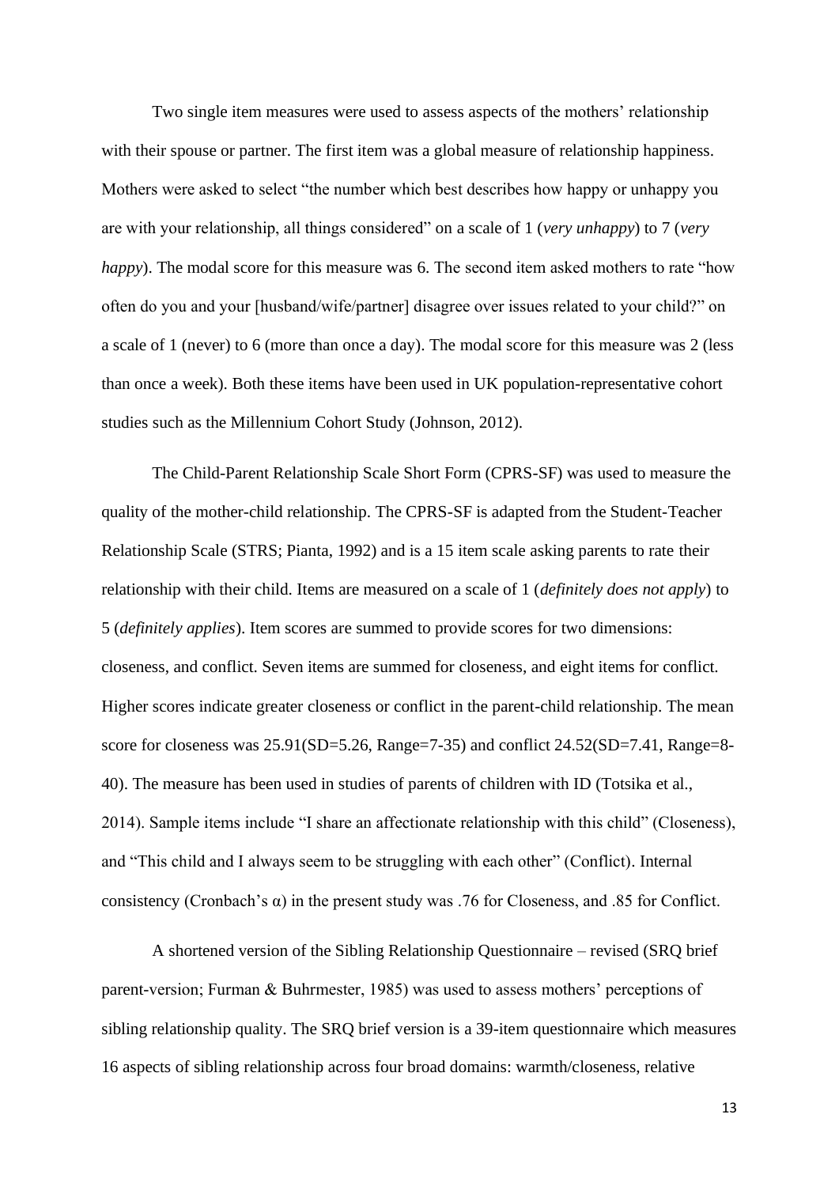Two single item measures were used to assess aspects of the mothers' relationship with their spouse or partner. The first item was a global measure of relationship happiness. Mothers were asked to select "the number which best describes how happy or unhappy you are with your relationship, all things considered" on a scale of 1 (*very unhappy*) to 7 (*very happy*). The modal score for this measure was 6. The second item asked mothers to rate "how often do you and your [husband/wife/partner] disagree over issues related to your child?" on a scale of 1 (never) to 6 (more than once a day). The modal score for this measure was 2 (less than once a week). Both these items have been used in UK population-representative cohort studies such as the Millennium Cohort Study (Johnson, 2012).

The Child-Parent Relationship Scale Short Form (CPRS-SF) was used to measure the quality of the mother-child relationship. The CPRS-SF is adapted from the Student-Teacher Relationship Scale (STRS; Pianta, 1992) and is a 15 item scale asking parents to rate their relationship with their child. Items are measured on a scale of 1 (*definitely does not apply*) to 5 (*definitely applies*). Item scores are summed to provide scores for two dimensions: closeness, and conflict. Seven items are summed for closeness, and eight items for conflict. Higher scores indicate greater closeness or conflict in the parent-child relationship. The mean score for closeness was 25.91(SD=5.26, Range=7-35) and conflict 24.52(SD=7.41, Range=8-40). The measure has been used in studies of parents of children with ID (Totsika et al., 2014). Sample items include "I share an affectionate relationship with this child" (Closeness), and "This child and I always seem to be struggling with each other" (Conflict). Internal consistency (Cronbach's $\alpha$) in the present study was .76 for Closeness, and .85 for Conflict.

A shortened version of the Sibling Relationship Questionnaire – revised (SRQ brief parent-version; Furman & Buhrmester, 1985) was used to assess mothers' perceptions of sibling relationship quality. The SRQ brief version is a 39-item questionnaire which measures 16 aspects of sibling relationship across four broad domains: warmth/closeness, relative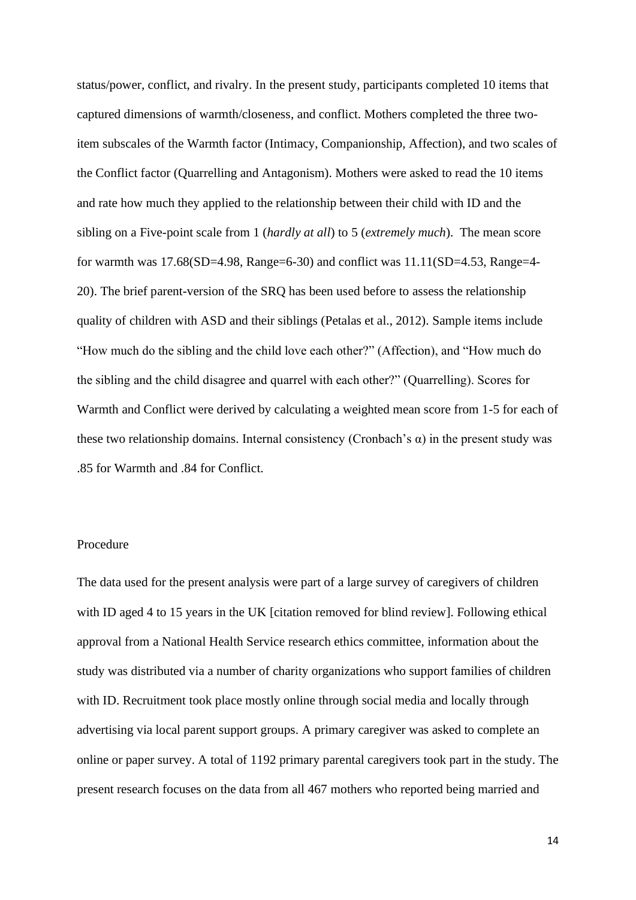status/power, conflict, and rivalry. In the present study, participants completed 10 items that captured dimensions of warmth/closeness, and conflict. Mothers completed the three two-item subscales of the Warmth factor (Intimacy, Companionship, Affection), and two scales of the Conflict factor (Quarrelling and Antagonism). Mothers were asked to read the 10 items and rate how much they applied to the relationship between their child with ID and the sibling on a Five-point scale from 1 (*hardly at all*) to 5 (*extremely much*). The mean score for warmth was 17.68(SD=4.98, Range=6-30) and conflict was 11.11(SD=4.53, Range=4-20). The brief parent-version of the SRQ has been used before to assess the relationship quality of children with ASD and their siblings (Petalas et al., 2012). Sample items include "How much do the sibling and the child love each other?" (Affection), and "How much do the sibling and the child disagree and quarrel with each other?" (Quarrelling). Scores for Warmth and Conflict were derived by calculating a weighted mean score from 1-5 for each of these two relationship domains. Internal consistency (Cronbach's $\alpha$) in the present study was .85 for Warmth and .84 for Conflict.

## Procedure

The data used for the present analysis were part of a large survey of caregivers of children with ID aged 4 to 15 years in the UK [citation removed for blind review]. Following ethical approval from a National Health Service research ethics committee, information about the study was distributed via a number of charity organizations who support families of children with ID. Recruitment took place mostly online through social media and locally through advertising via local parent support groups. A primary caregiver was asked to complete an online or paper survey. A total of 1192 primary parental caregivers took part in the study. The present research focuses on the data from all 467 mothers who reported being married and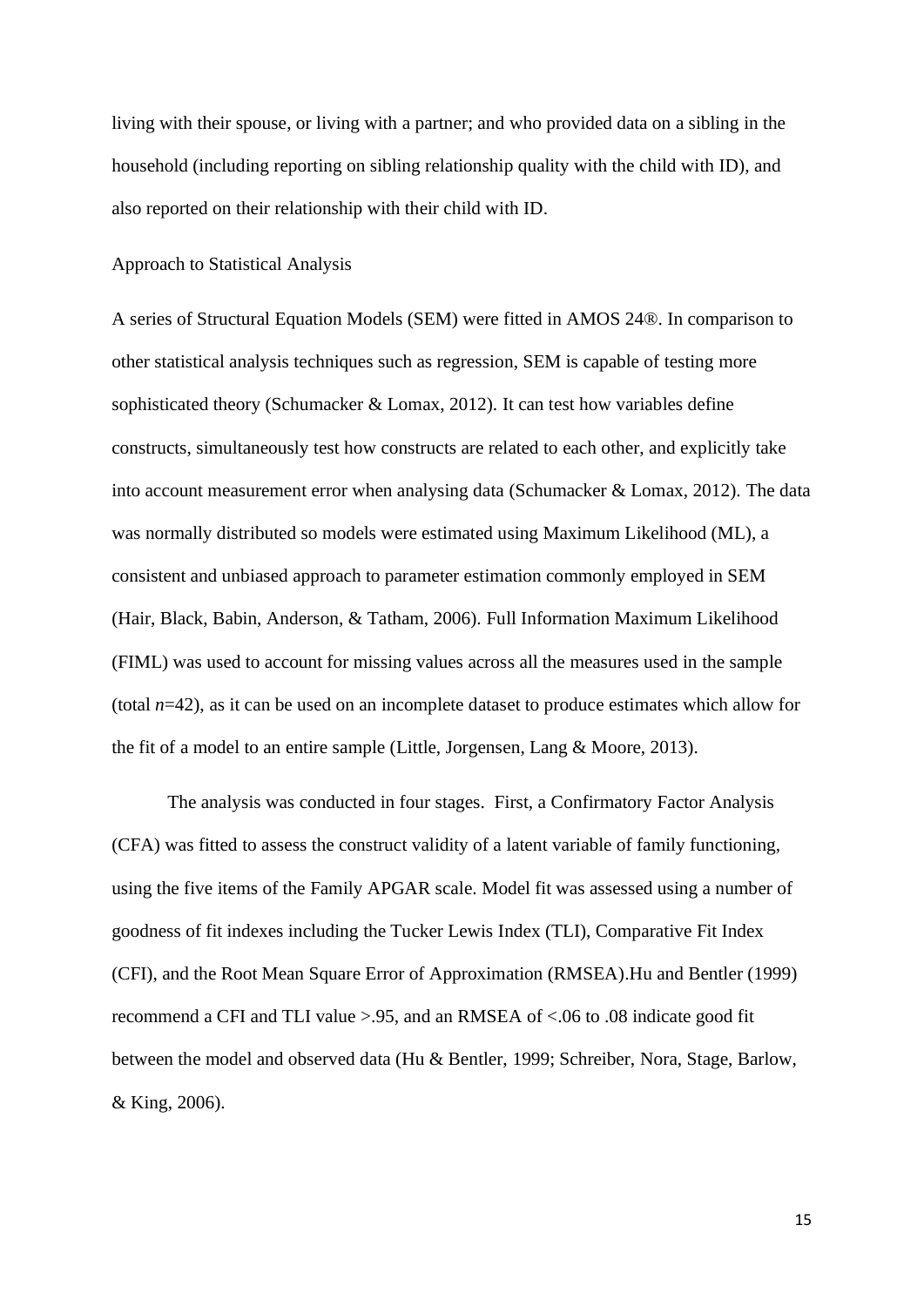living with their spouse, or living with a partner; and who provided data on a sibling in the household (including reporting on sibling relationship quality with the child with ID), and also reported on their relationship with their child with ID.

## Approach to Statistical Analysis

A series of Structural Equation Models (SEM) were fitted in AMOS 24®. In comparison to other statistical analysis techniques such as regression, SEM is capable of testing more sophisticated theory (Schumacker & Lomax, 2012). It can test how variables define constructs, simultaneously test how constructs are related to each other, and explicitly take into account measurement error when analysing data (Schumacker & Lomax, 2012). The data was normally distributed so models were estimated using Maximum Likelihood (ML), a consistent and unbiased approach to parameter estimation commonly employed in SEM (Hair, Black, Babin, Anderson, & Tatham, 2006). Full Information Maximum Likelihood (FIML) was used to account for missing values across all the measures used in the sample (total $n$=42), as it can be used on an incomplete dataset to produce estimates which allow for the fit of a model to an entire sample (Little, Jorgensen, Lang & Moore, 2013).

The analysis was conducted in four stages. First, a Confirmatory Factor Analysis (CFA) was fitted to assess the construct validity of a latent variable of family functioning, using the five items of the Family APGAR scale. Model fit was assessed using a number of goodness of fit indexes including the Tucker Lewis Index (TLI), Comparative Fit Index (CFI), and the Root Mean Square Error of Approximation (RMSEA).Hu and Bentler (1999) recommend a CFI and TLI value >.95, and an RMSEA of <.06 to .08 indicate good fit between the model and observed data (Hu & Bentler, 1999; Schreiber, Nora, Stage, Barlow, & King, 2006).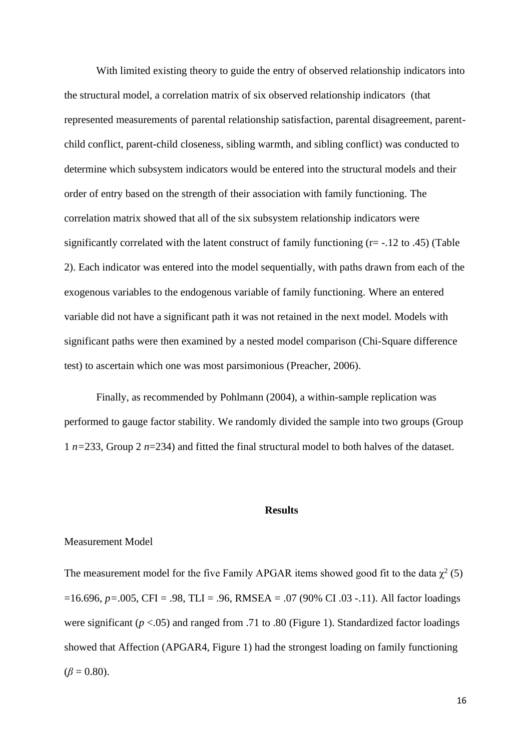With limited existing theory to guide the entry of observed relationship indicators into the structural model, a correlation matrix of six observed relationship indicators  (that represented measurements of parental relationship satisfaction, parental disagreement, parent-child conflict, parent-child closeness, sibling warmth, and sibling conflict) was conducted to determine which subsystem indicators would be entered into the structural models and their order of entry based on the strength of their association with family functioning. The correlation matrix showed that all of the six subsystem relationship indicators were significantly correlated with the latent construct of family functioning (r= -.12 to .45) (Table 2). Each indicator was entered into the model sequentially, with paths drawn from each of the exogenous variables to the endogenous variable of family functioning. Where an entered variable did not have a significant path it was not retained in the next model. Models with significant paths were then examined by a nested model comparison (Chi-Square difference test) to ascertain which one was most parsimonious (Preacher, 2006).

Finally, as recommended by Pohlmann (2004), a within-sample replication was performed to gauge factor stability. We randomly divided the sample into two groups (Group 1 *n*=233, Group 2 *n*=234) and fitted the final structural model to both halves of the dataset.

## Results

### Measurement Model

The measurement model for the five Family APGAR items showed good fit to the data $\chi^2$ (5) =16.696, *p*=.005, CFI = .98, TLI = .96, RMSEA = .07 (90% CI .03 -.11). All factor loadings were significant ($p$ <.05) and ranged from .71 to .80 (Figure 1). Standardized factor loadings showed that Affection (APGAR4, Figure 1) had the strongest loading on family functioning ($\beta$ = 0.80).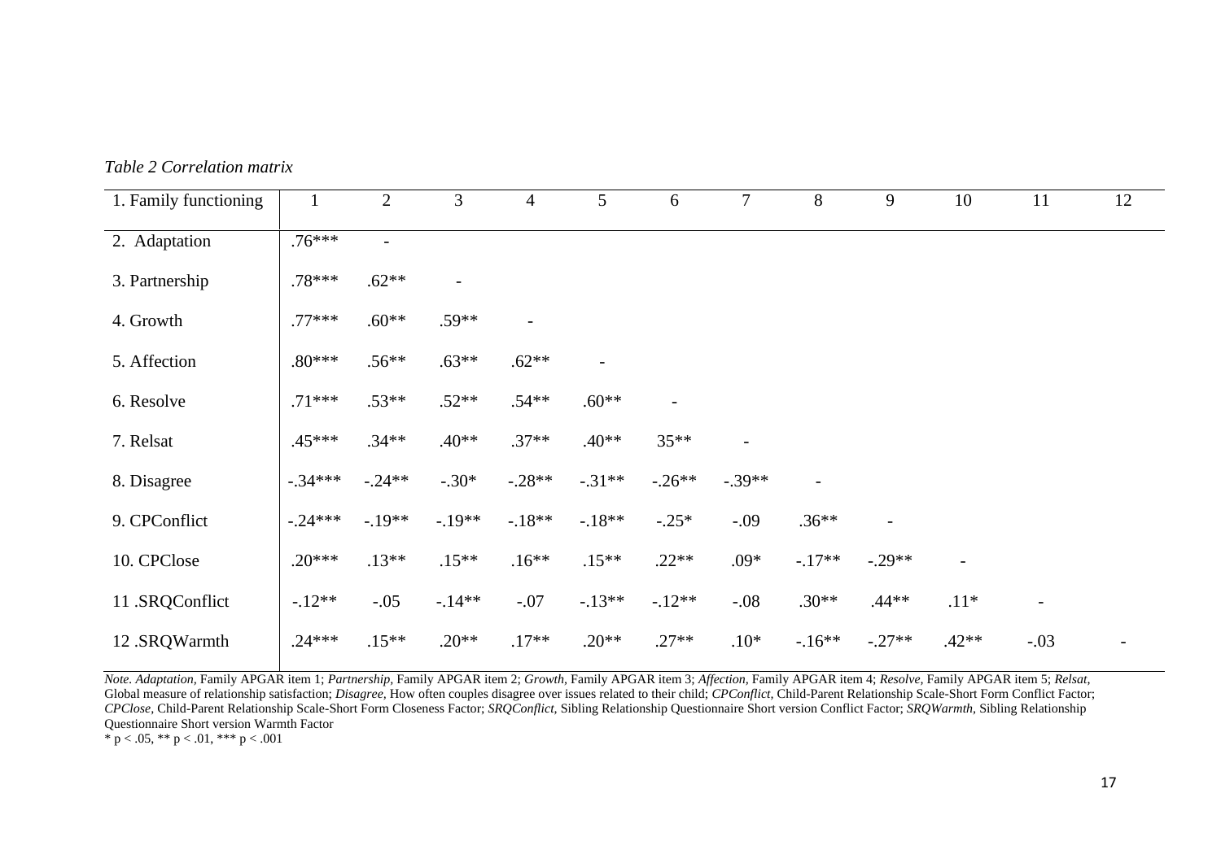*Table 2 Correlation matrix*

| 1. Family functioning | 1 | 2 | 3 | 4 | 5 | 6 | 7 | 8 | 9 | 10 | 11 | 12 |
|---|---|---|---|---|---|---|---|---|---|---|---|---|
| 2. Adaptation | .76*** | - | | | | | | | | | | |
| 3. Partnership | .78*** | .62** | - | | | | | | | | | |
| 4. Growth | .77*** | .60** | .59** | - | | | | | | | | |
| 5. Affection | .80*** | .56** | .63** | .62** | - | | | | | | | |
| 6. Resolve | .71*** | .53** | .52** | .54** | .60** | - | | | | | | |
| 7. Relsat | .45*** | .34** | .40** | .37** | .40** | 35** | - | | | | | |
| 8. Disagree | -.34*** | -.24** | -.30* | -.28** | -.31** | -.26** | -.39** | - | | | | |
| 9. CPConflict | -.24*** | -.19** | -.19** | -.18** | -.18** | -.25* | -.09 | .36** | - | | | |
| 10. CPClose | .20*** | .13** | .15** | .16** | .15** | .22** | .09* | -.17** | -.29** | - | | |
| 11 .SRQConflict | -.12** | -.05 | -.14** | -.07 | -.13** | -.12** | -.08 | .30** | .44** | .11* | - | |
| 12 .SRQWarmth | .24*** | .15** | .20** | .17** | .20** | .27** | .10* | -.16** | -.27** | .42** | -.03 | - |

*Note. Adaptation*, Family APGAR item 1; *Partnership*, Family APGAR item 2; *Growth*, Family APGAR item 3; *Affection*, Family APGAR item 4; *Resolve*, Family APGAR item 5; *Relsat*, Global measure of relationship satisfaction; *Disagree*, How often couples disagree over issues related to their child; *CPConflict*, Child-Parent Relationship Scale-Short Form Conflict Factor; *CPClose*, Child-Parent Relationship Scale-Short Form Closeness Factor; *SRQConflict*, Sibling Relationship Questionnaire Short version Conflict Factor; *SRQWarmth*, Sibling Relationship Questionnaire Short version Warmth Factor

\* $p < .05$, \*\* $p < .01$, \*\*\* $p < .001$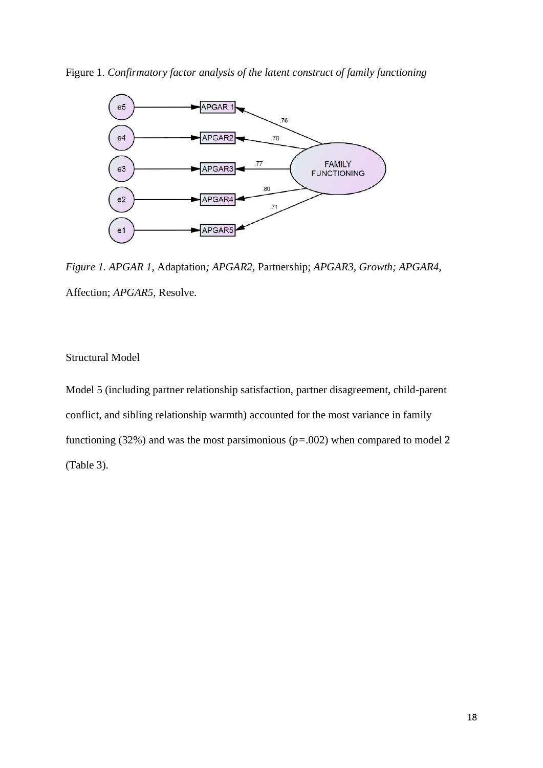Figure 1. *Confirmatory factor analysis of the latent construct of family functioning*

*Figure 1. APGAR 1,* Adaptation*; APGAR2,* Partnership; *APGAR3, Growth; APGAR4,* Affection; *APGAR5,* Resolve.

Structural Model

Model 5 (including partner relationship satisfaction, partner disagreement, child-parent conflict, and sibling relationship warmth) accounted for the most variance in family functioning (32%) and was the most parsimonious ($p$=.002) when compared to model 2 (Table 3).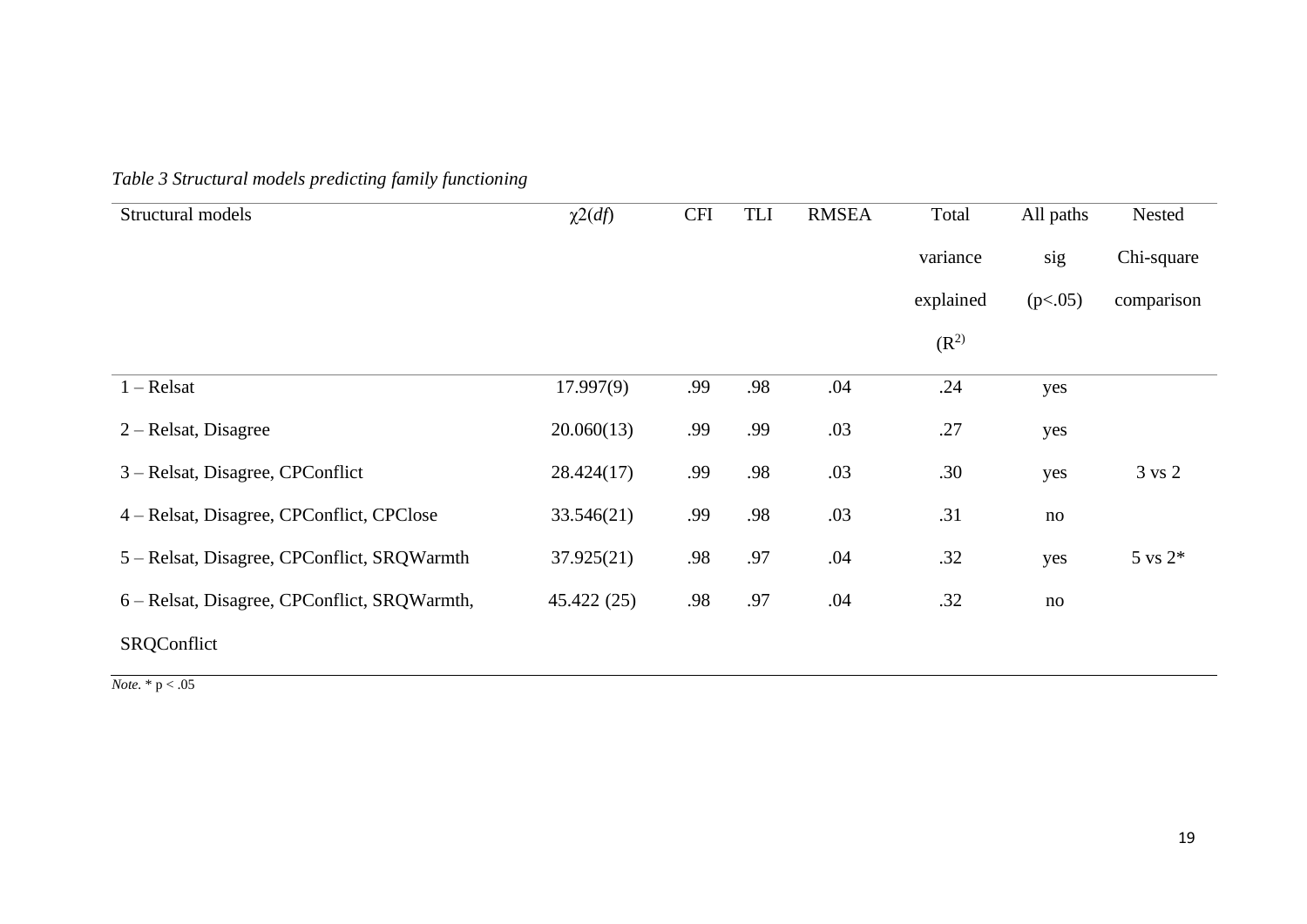*Table 3 Structural models predicting family functioning*

| Structural models | $\chi 2(df)$ | CFI | TLI | RMSEA | Total variance explained ($R^2$) | All paths sig (p<.05) | Nested Chi-square comparison |
|---|---|---|---|---|---|---|---|
| 1 – Relsat | 17.997(9) | .99 | .98 | .04 | .24 | yes | |
| 2 – Relsat, Disagree | 20.060(13) | .99 | .99 | .03 | .27 | yes | |
| 3 – Relsat, Disagree, CPConflict | 28.424(17) | .99 | .98 | .03 | .30 | yes | 3 vs 2 |
| 4 – Relsat, Disagree, CPConflict, CPClose | 33.546(21) | .99 | .98 | .03 | .31 | no | |
| 5 – Relsat, Disagree, CPConflict, SRQWarmth | 37.925(21) | .98 | .97 | .04 | .32 | yes | 5 vs 2* |
| 6 – Relsat, Disagree, CPConflict, SRQWarmth, SRQConflict | 45.422 (25) | .98 | .97 | .04 | .32 | no | |

*Note*. * p < .05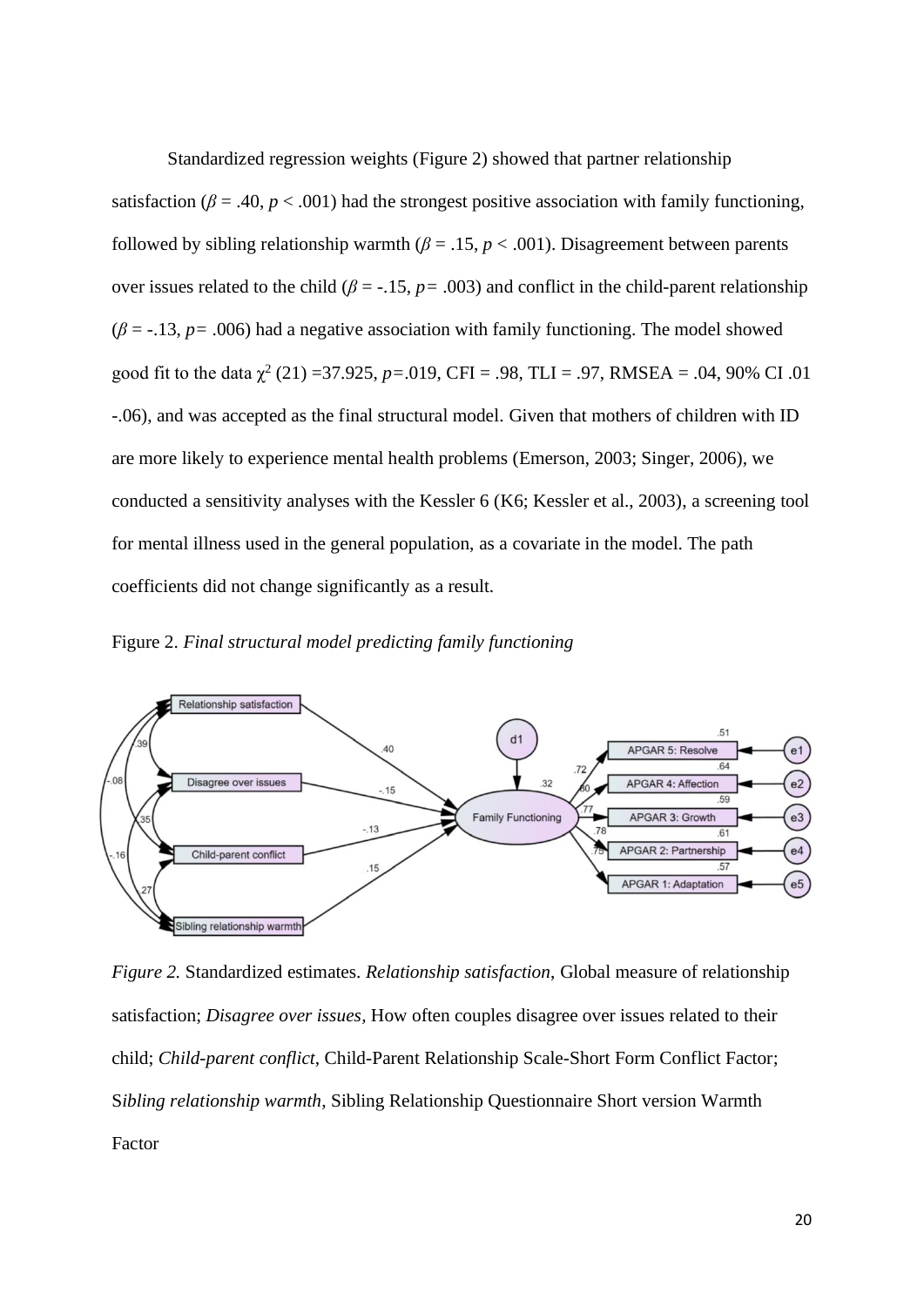Standardized regression weights (Figure 2) showed that partner relationship satisfaction ($\beta$ = .40, $p$ < .001) had the strongest positive association with family functioning, followed by sibling relationship warmth ($\beta$ = .15, $p$ < .001). Disagreement between parents over issues related to the child ($\beta$ = -.15, $p$= .003) and conflict in the child-parent relationship ($\beta$ = -.13, $p$= .006) had a negative association with family functioning. The model showed good fit to the data $\chi^2$ (21) =37.925, $p$=.019, CFI = .98, TLI = .97, RMSEA = .04, 90% CI .01 -.06), and was accepted as the final structural model. Given that mothers of children with ID are more likely to experience mental health problems (Emerson, 2003; Singer, 2006), we conducted a sensitivity analyses with the Kessler 6 (K6; Kessler et al., 2003), a screening tool for mental illness used in the general population, as a covariate in the model. The path coefficients did not change significantly as a result.

Figure 2. *Final structural model predicting family functioning*

*Figure 2.* Standardized estimates. *Relationship satisfaction*, Global measure of relationship satisfaction; *Disagree over issues,* How often couples disagree over issues related to their child; *Child-parent conflict,* Child-Parent Relationship Scale-Short Form Conflict Factor; S*ibling relationship warmth,* Sibling Relationship Questionnaire Short version Warmth Factor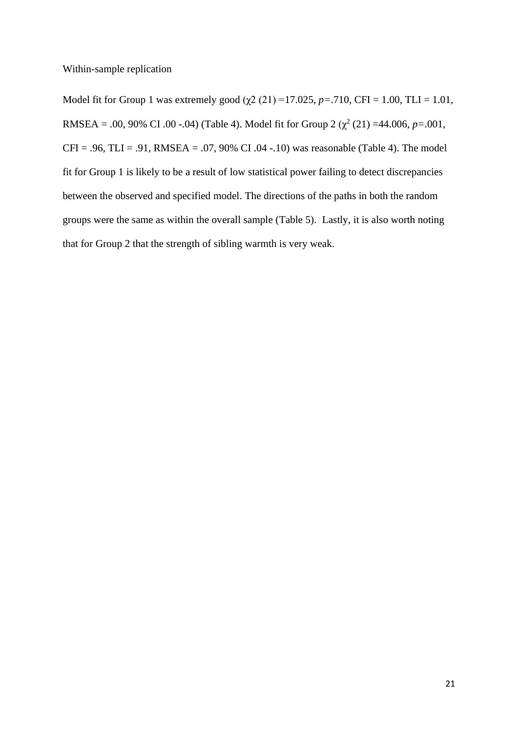## Within-sample replication

Model fit for Group 1 was extremely good ($\chi2$ (21) =17.025, $p$=.710, CFI = 1.00, TLI = 1.01, RMSEA = .00, 90% CI .00 -.04) (Table 4). Model fit for Group 2 ($\chi^2$ (21) =44.006, $p$=.001, CFI = .96, TLI = .91, RMSEA = .07, 90% CI .04 -.10) was reasonable (Table 4). The model fit for Group 1 is likely to be a result of low statistical power failing to detect discrepancies between the observed and specified model. The directions of the paths in both the random groups were the same as within the overall sample (Table 5). Lastly, it is also worth noting that for Group 2 that the strength of sibling warmth is very weak.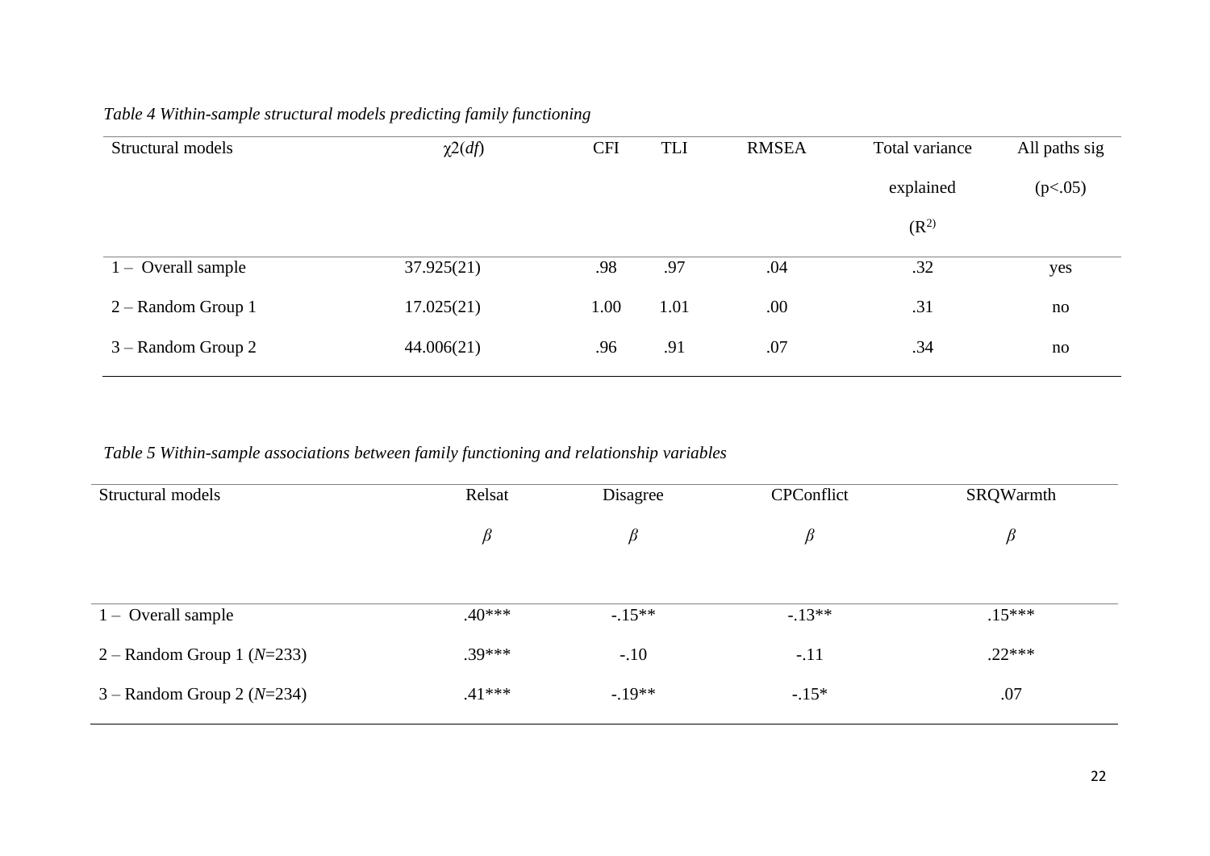*Table 4 Within-sample structural models predicting family functioning*

| Structural models | χ2(*df*) | CFI | TLI | RMSEA | Total variance explained ($R^2$) | All paths sig ($p<.05$) |
|---|---|---|---|---|---|---|
| 1 – Overall sample | 37.925(21) | .98 | .97 | .04 | .32 | yes |
| 2 – Random Group 1 | 17.025(21) | 1.00 | 1.01 | .00 | .31 | no |
| 3 – Random Group 2 | 44.006(21) | .96 | .91 | .07 | .34 | no |

*Table 5 Within-sample associations between family functioning and relationship variables*

| Structural models | Relsat | Disagree | CPConflict | SRQWarmth |
|---|---|---|---|---|
| | $\beta$ | $\beta$ | $\beta$ | $\beta$ |
| 1 – Overall sample | .40*** | -.15** | -.13** | .15*** |
| 2 – Random Group 1 (*N*=233) | .39*** | -.10 | -.11 | .22*** |
| 3 – Random Group 2 (*N*=234) | .41*** | -.19** | -.15* | .07 |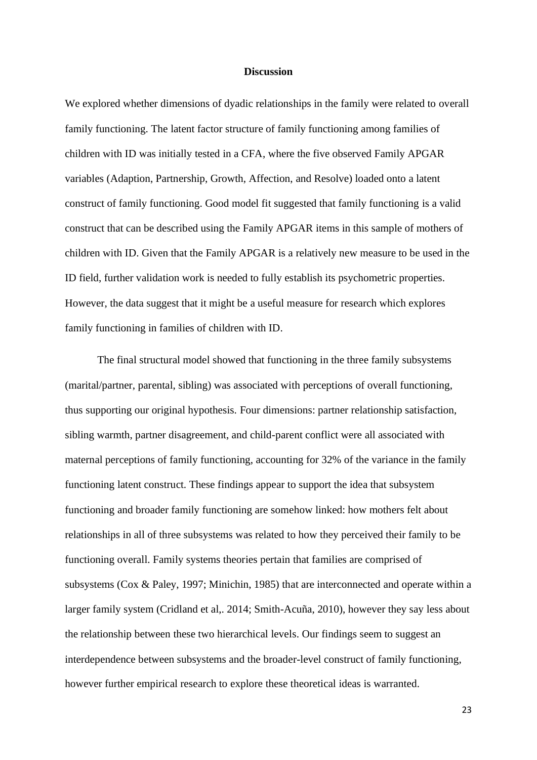## Discussion

We explored whether dimensions of dyadic relationships in the family were related to overall family functioning. The latent factor structure of family functioning among families of children with ID was initially tested in a CFA, where the five observed Family APGAR variables (Adaption, Partnership, Growth, Affection, and Resolve) loaded onto a latent construct of family functioning. Good model fit suggested that family functioning is a valid construct that can be described using the Family APGAR items in this sample of mothers of children with ID. Given that the Family APGAR is a relatively new measure to be used in the ID field, further validation work is needed to fully establish its psychometric properties. However, the data suggest that it might be a useful measure for research which explores family functioning in families of children with ID.

The final structural model showed that functioning in the three family subsystems (marital/partner, parental, sibling) was associated with perceptions of overall functioning, thus supporting our original hypothesis. Four dimensions: partner relationship satisfaction, sibling warmth, partner disagreement, and child-parent conflict were all associated with maternal perceptions of family functioning, accounting for 32% of the variance in the family functioning latent construct. These findings appear to support the idea that subsystem functioning and broader family functioning are somehow linked: how mothers felt about relationships in all of three subsystems was related to how they perceived their family to be functioning overall. Family systems theories pertain that families are comprised of subsystems (Cox & Paley, 1997; Minichin, 1985) that are interconnected and operate within a larger family system (Cridland et al,. 2014; Smith-Acuña, 2010), however they say less about the relationship between these two hierarchical levels. Our findings seem to suggest an interdependence between subsystems and the broader-level construct of family functioning, however further empirical research to explore these theoretical ideas is warranted.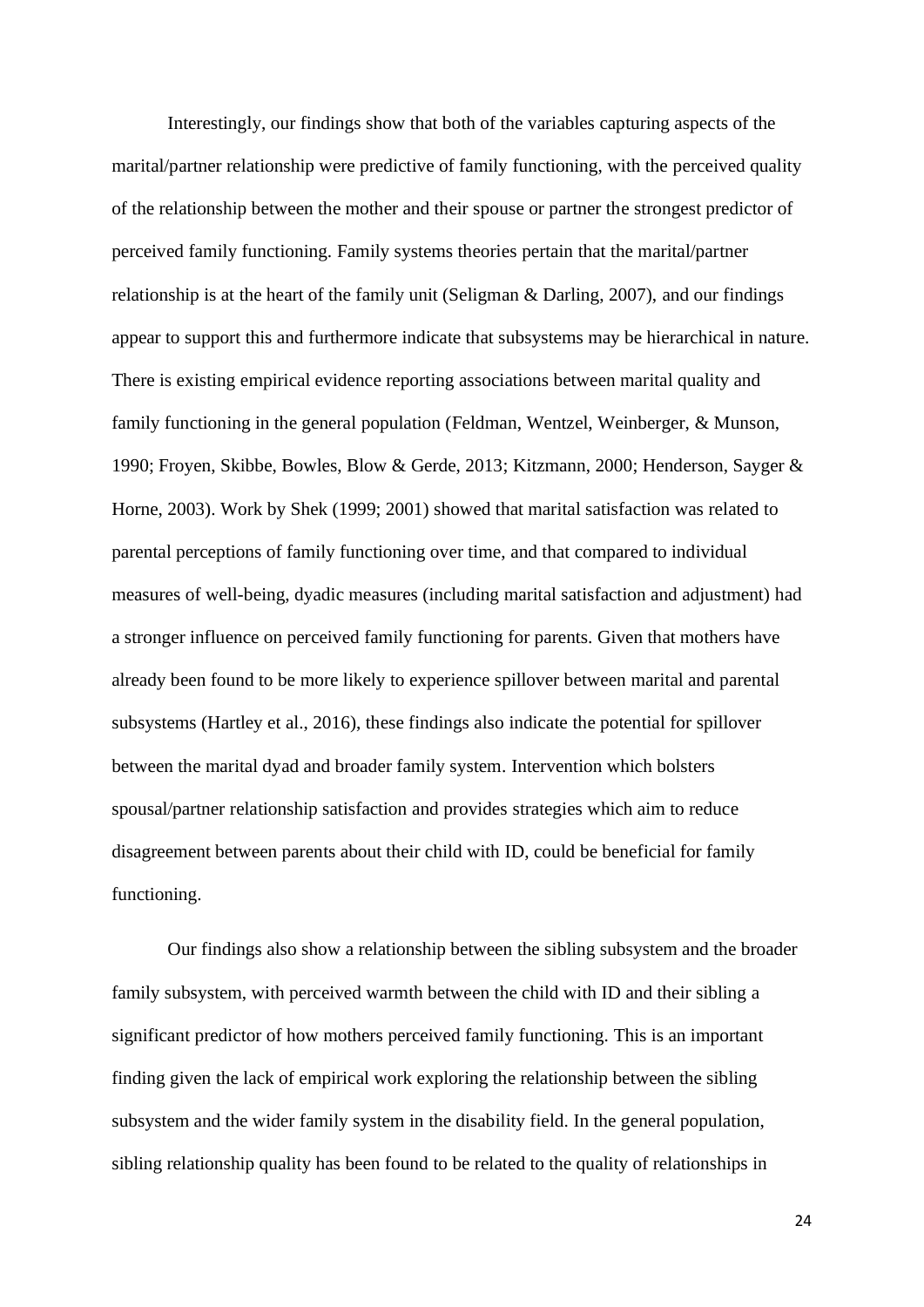Interestingly, our findings show that both of the variables capturing aspects of the marital/partner relationship were predictive of family functioning, with the perceived quality of the relationship between the mother and their spouse or partner the strongest predictor of perceived family functioning. Family systems theories pertain that the marital/partner relationship is at the heart of the family unit (Seligman & Darling, 2007), and our findings appear to support this and furthermore indicate that subsystems may be hierarchical in nature. There is existing empirical evidence reporting associations between marital quality and family functioning in the general population (Feldman, Wentzel, Weinberger, & Munson, 1990; Froyen, Skibbe, Bowles, Blow & Gerde, 2013; Kitzmann, 2000; Henderson, Sayger & Horne, 2003). Work by Shek (1999; 2001) showed that marital satisfaction was related to parental perceptions of family functioning over time, and that compared to individual measures of well-being, dyadic measures (including marital satisfaction and adjustment) had a stronger influence on perceived family functioning for parents. Given that mothers have already been found to be more likely to experience spillover between marital and parental subsystems (Hartley et al., 2016), these findings also indicate the potential for spillover between the marital dyad and broader family system. Intervention which bolsters spousal/partner relationship satisfaction and provides strategies which aim to reduce disagreement between parents about their child with ID, could be beneficial for family functioning.

Our findings also show a relationship between the sibling subsystem and the broader family subsystem, with perceived warmth between the child with ID and their sibling a significant predictor of how mothers perceived family functioning. This is an important finding given the lack of empirical work exploring the relationship between the sibling subsystem and the wider family system in the disability field. In the general population, sibling relationship quality has been found to be related to the quality of relationships in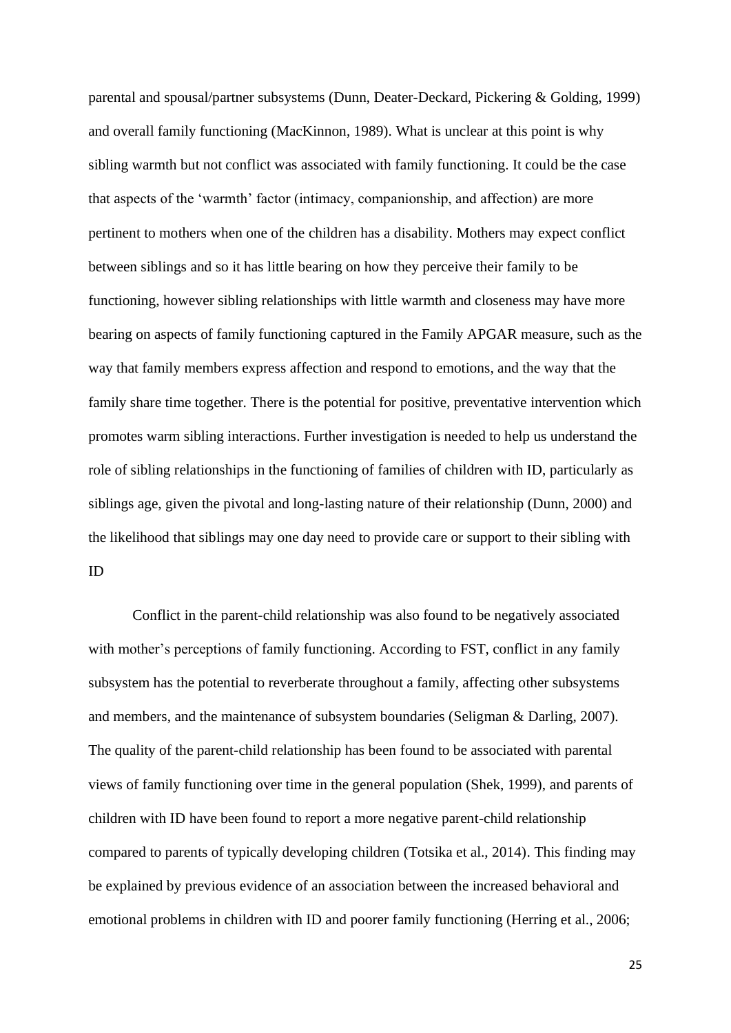parental and spousal/partner subsystems (Dunn, Deater-Deckard, Pickering & Golding, 1999) and overall family functioning (MacKinnon, 1989). What is unclear at this point is why sibling warmth but not conflict was associated with family functioning. It could be the case that aspects of the 'warmth' factor (intimacy, companionship, and affection) are more pertinent to mothers when one of the children has a disability. Mothers may expect conflict between siblings and so it has little bearing on how they perceive their family to be functioning, however sibling relationships with little warmth and closeness may have more bearing on aspects of family functioning captured in the Family APGAR measure, such as the way that family members express affection and respond to emotions, and the way that the family share time together. There is the potential for positive, preventative intervention which promotes warm sibling interactions. Further investigation is needed to help us understand the role of sibling relationships in the functioning of families of children with ID, particularly as siblings age, given the pivotal and long-lasting nature of their relationship (Dunn, 2000) and the likelihood that siblings may one day need to provide care or support to their sibling with ID

Conflict in the parent-child relationship was also found to be negatively associated with mother's perceptions of family functioning. According to FST, conflict in any family subsystem has the potential to reverberate throughout a family, affecting other subsystems and members, and the maintenance of subsystem boundaries (Seligman & Darling, 2007). The quality of the parent-child relationship has been found to be associated with parental views of family functioning over time in the general population (Shek, 1999), and parents of children with ID have been found to report a more negative parent-child relationship compared to parents of typically developing children (Totsika et al., 2014). This finding may be explained by previous evidence of an association between the increased behavioral and emotional problems in children with ID and poorer family functioning (Herring et al., 2006;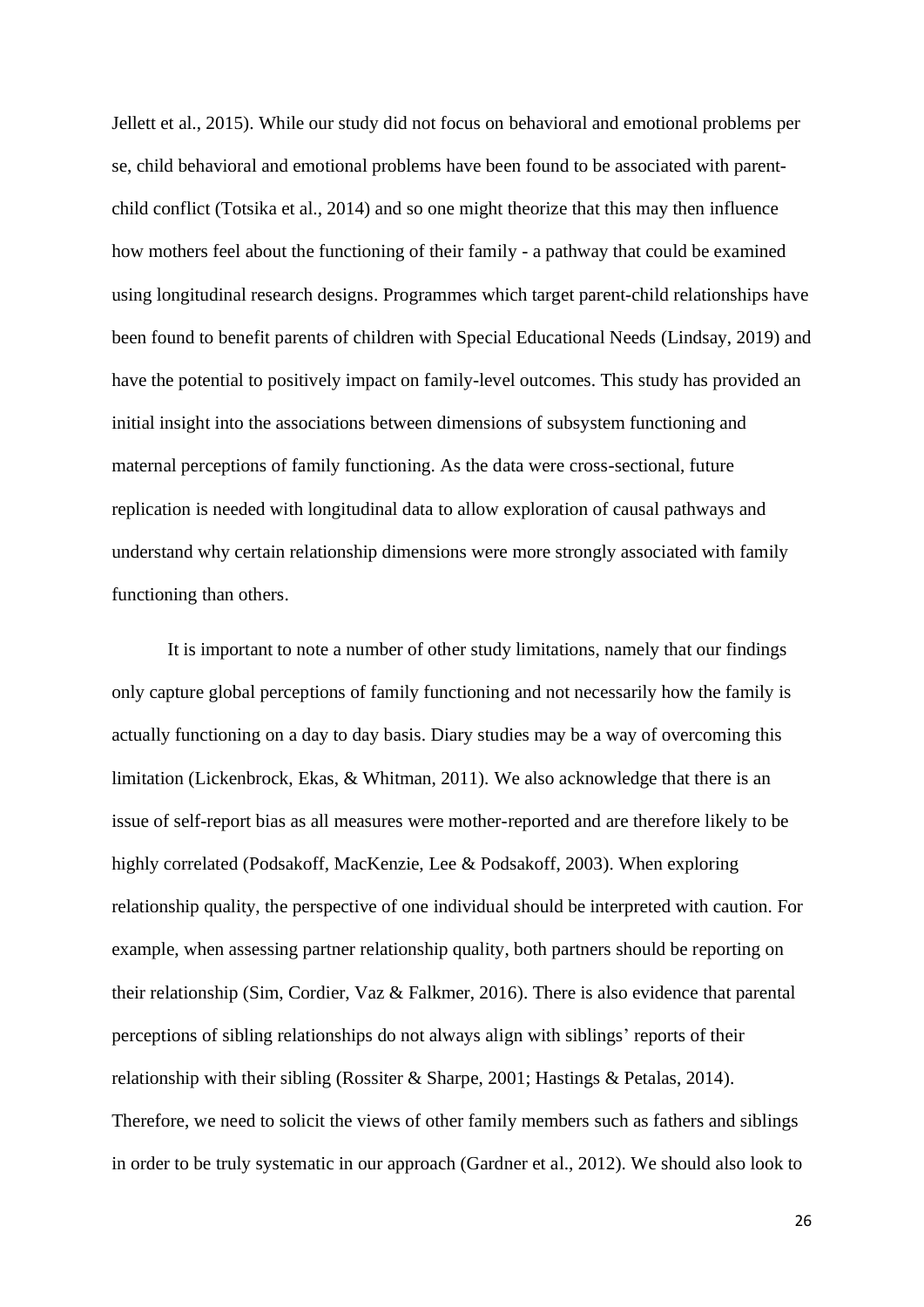Jellett et al., 2015). While our study did not focus on behavioral and emotional problems per se, child behavioral and emotional problems have been found to be associated with parent-child conflict (Totsika et al., 2014) and so one might theorize that this may then influence how mothers feel about the functioning of their family - a pathway that could be examined using longitudinal research designs. Programmes which target parent-child relationships have been found to benefit parents of children with Special Educational Needs (Lindsay, 2019) and have the potential to positively impact on family-level outcomes. This study has provided an initial insight into the associations between dimensions of subsystem functioning and maternal perceptions of family functioning. As the data were cross-sectional, future replication is needed with longitudinal data to allow exploration of causal pathways and understand why certain relationship dimensions were more strongly associated with family functioning than others.

It is important to note a number of other study limitations, namely that our findings only capture global perceptions of family functioning and not necessarily how the family is actually functioning on a day to day basis. Diary studies may be a way of overcoming this limitation (Lickenbrock, Ekas, & Whitman, 2011). We also acknowledge that there is an issue of self-report bias as all measures were mother-reported and are therefore likely to be highly correlated (Podsakoff, MacKenzie, Lee & Podsakoff, 2003). When exploring relationship quality, the perspective of one individual should be interpreted with caution. For example, when assessing partner relationship quality, both partners should be reporting on their relationship (Sim, Cordier, Vaz & Falkmer, 2016). There is also evidence that parental perceptions of sibling relationships do not always align with siblings' reports of their relationship with their sibling (Rossiter & Sharpe, 2001; Hastings & Petalas, 2014). Therefore, we need to solicit the views of other family members such as fathers and siblings in order to be truly systematic in our approach (Gardner et al., 2012). We should also look to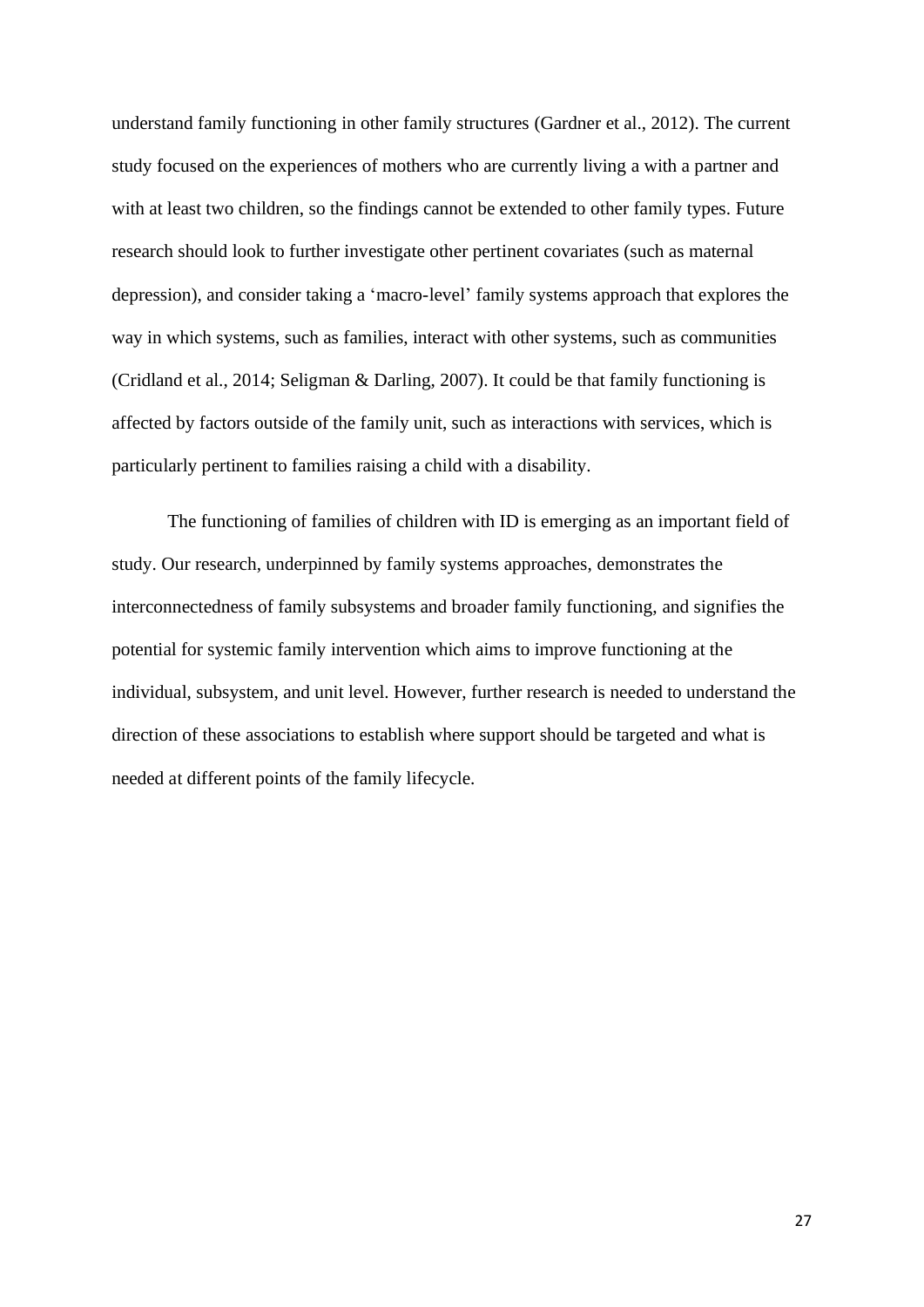understand family functioning in other family structures (Gardner et al., 2012). The current study focused on the experiences of mothers who are currently living a with a partner and with at least two children, so the findings cannot be extended to other family types. Future research should look to further investigate other pertinent covariates (such as maternal depression), and consider taking a 'macro-level' family systems approach that explores the way in which systems, such as families, interact with other systems, such as communities (Cridland et al., 2014; Seligman & Darling, 2007). It could be that family functioning is affected by factors outside of the family unit, such as interactions with services, which is particularly pertinent to families raising a child with a disability.

The functioning of families of children with ID is emerging as an important field of study. Our research, underpinned by family systems approaches, demonstrates the interconnectedness of family subsystems and broader family functioning, and signifies the potential for systemic family intervention which aims to improve functioning at the individual, subsystem, and unit level. However, further research is needed to understand the direction of these associations to establish where support should be targeted and what is needed at different points of the family lifecycle.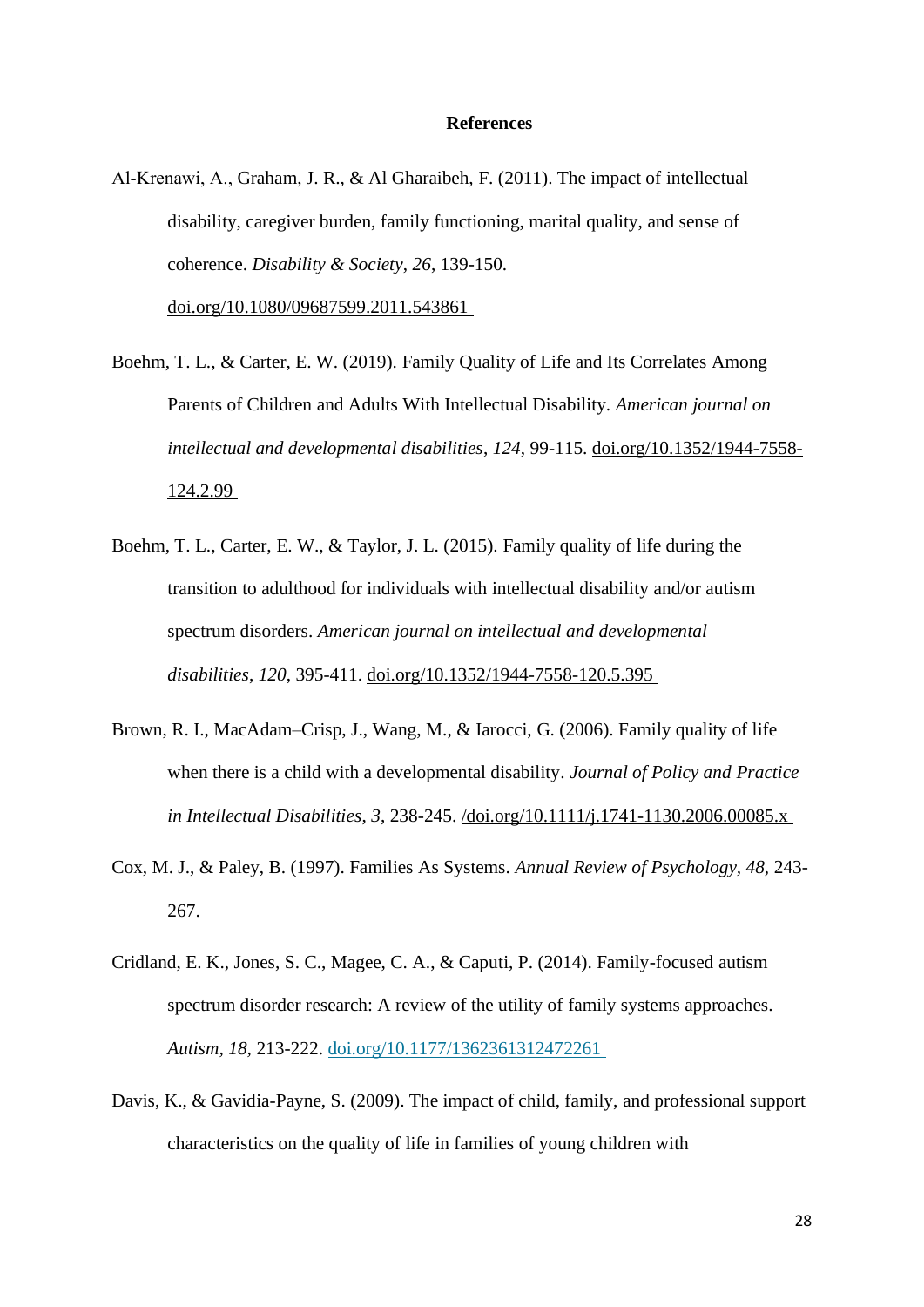# References

Al-Krenawi, A., Graham, J. R., & Al Gharaibeh, F. (2011). The impact of intellectual disability, caregiver burden, family functioning, marital quality, and sense of coherence. *Disability & Society*, *26*, 139-150. doi.org/10.1080/09687599.2011.543861

Boehm, T. L., & Carter, E. W. (2019). Family Quality of Life and Its Correlates Among Parents of Children and Adults With Intellectual Disability. *American journal on intellectual and developmental disabilities*, *124*, 99-115. doi.org/10.1352/1944-7558-124.2.99

Boehm, T. L., Carter, E. W., & Taylor, J. L. (2015). Family quality of life during the transition to adulthood for individuals with intellectual disability and/or autism spectrum disorders. *American journal on intellectual and developmental disabilities*, *120*, 395-411. doi.org/10.1352/1944-7558-120.5.395

Brown, R. I., MacAdam–Crisp, J., Wang, M., & Iarocci, G. (2006). Family quality of life when there is a child with a developmental disability. *Journal of Policy and Practice in Intellectual Disabilities*, *3*, 238-245. /doi.org/10.1111/j.1741-1130.2006.00085.x

Cox, M. J., & Paley, B. (1997). Families As Systems. *Annual Review of Psychology, 48*, 243-267.

Cridland, E. K., Jones, S. C., Magee, C. A., & Caputi, P. (2014). Family-focused autism spectrum disorder research: A review of the utility of family systems approaches. *Autism, 18,* 213-222. doi.org/10.1177/1362361312472261

Davis, K., & Gavidia-Payne, S. (2009). The impact of child, family, and professional support characteristics on the quality of life in families of young children with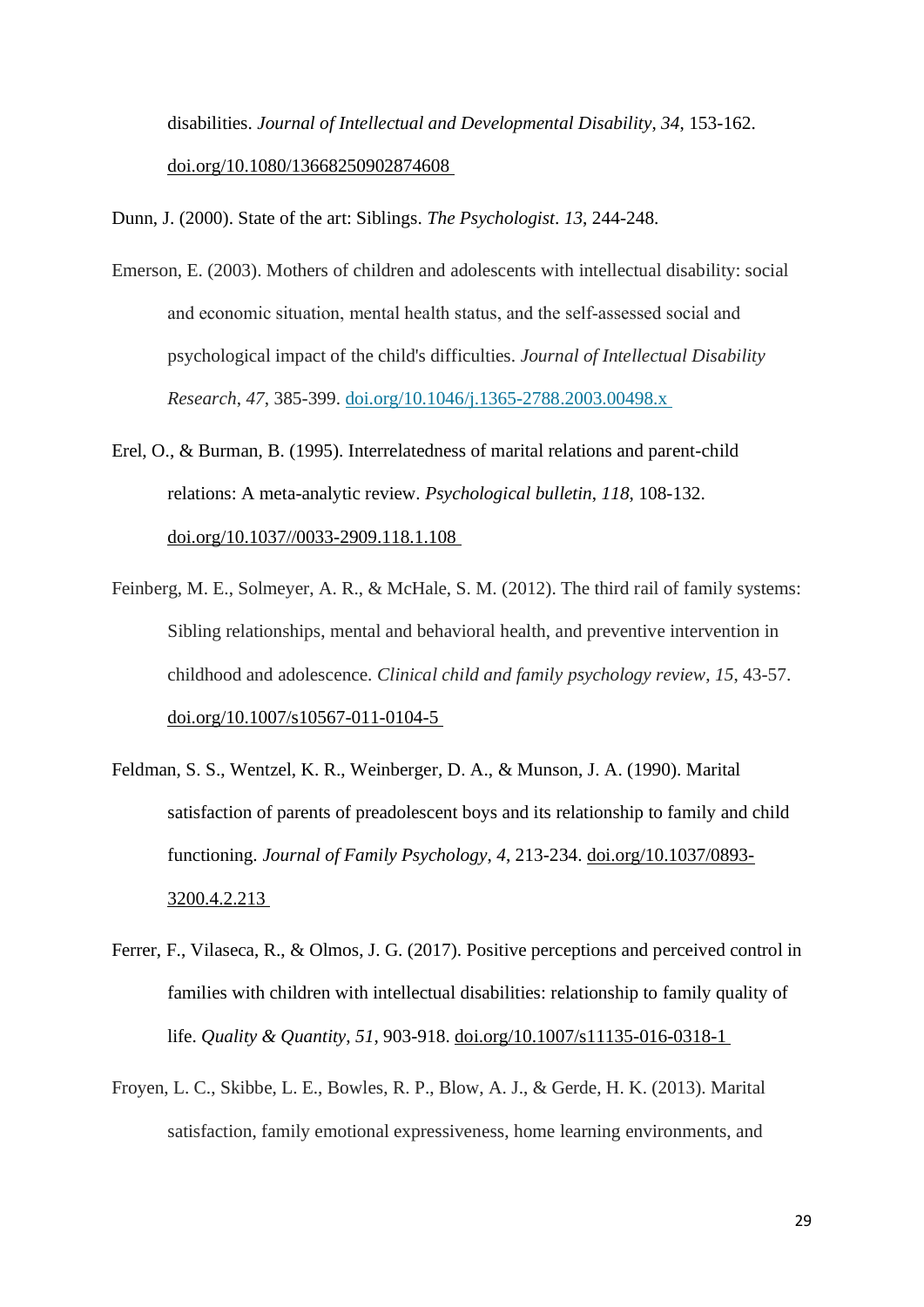disabilities. *Journal of Intellectual and Developmental Disability*, *34*, 153-162. doi.org/10.1080/13668250902874608

Dunn, J. (2000). State of the art: Siblings. *The Psychologist*. *13*, 244-248.

Emerson, E. (2003). Mothers of children and adolescents with intellectual disability: social and economic situation, mental health status, and the self-assessed social and psychological impact of the child's difficulties. *Journal of Intellectual Disability Research*, *47*, 385-399. doi.org/10.1046/j.1365-2788.2003.00498.x

Erel, O., & Burman, B. (1995). Interrelatedness of marital relations and parent-child relations: A meta-analytic review. *Psychological bulletin*, *118*, 108-132. doi.org/10.1037//0033-2909.118.1.108

Feinberg, M. E., Solmeyer, A. R., & McHale, S. M. (2012). The third rail of family systems: Sibling relationships, mental and behavioral health, and preventive intervention in childhood and adolescence. *Clinical child and family psychology review*, *15*, 43-57. doi.org/10.1007/s10567-011-0104-5

Feldman, S. S., Wentzel, K. R., Weinberger, D. A., & Munson, J. A. (1990). Marital satisfaction of parents of preadolescent boys and its relationship to family and child functioning. *Journal of Family Psychology*, *4*, 213-234. doi.org/10.1037/0893-3200.4.2.213

Ferrer, F., Vilaseca, R., & Olmos, J. G. (2017). Positive perceptions and perceived control in families with children with intellectual disabilities: relationship to family quality of life. *Quality & Quantity*, *51*, 903-918. doi.org/10.1007/s11135-016-0318-1

Froyen, L. C., Skibbe, L. E., Bowles, R. P., Blow, A. J., & Gerde, H. K. (2013). Marital satisfaction, family emotional expressiveness, home learning environments, and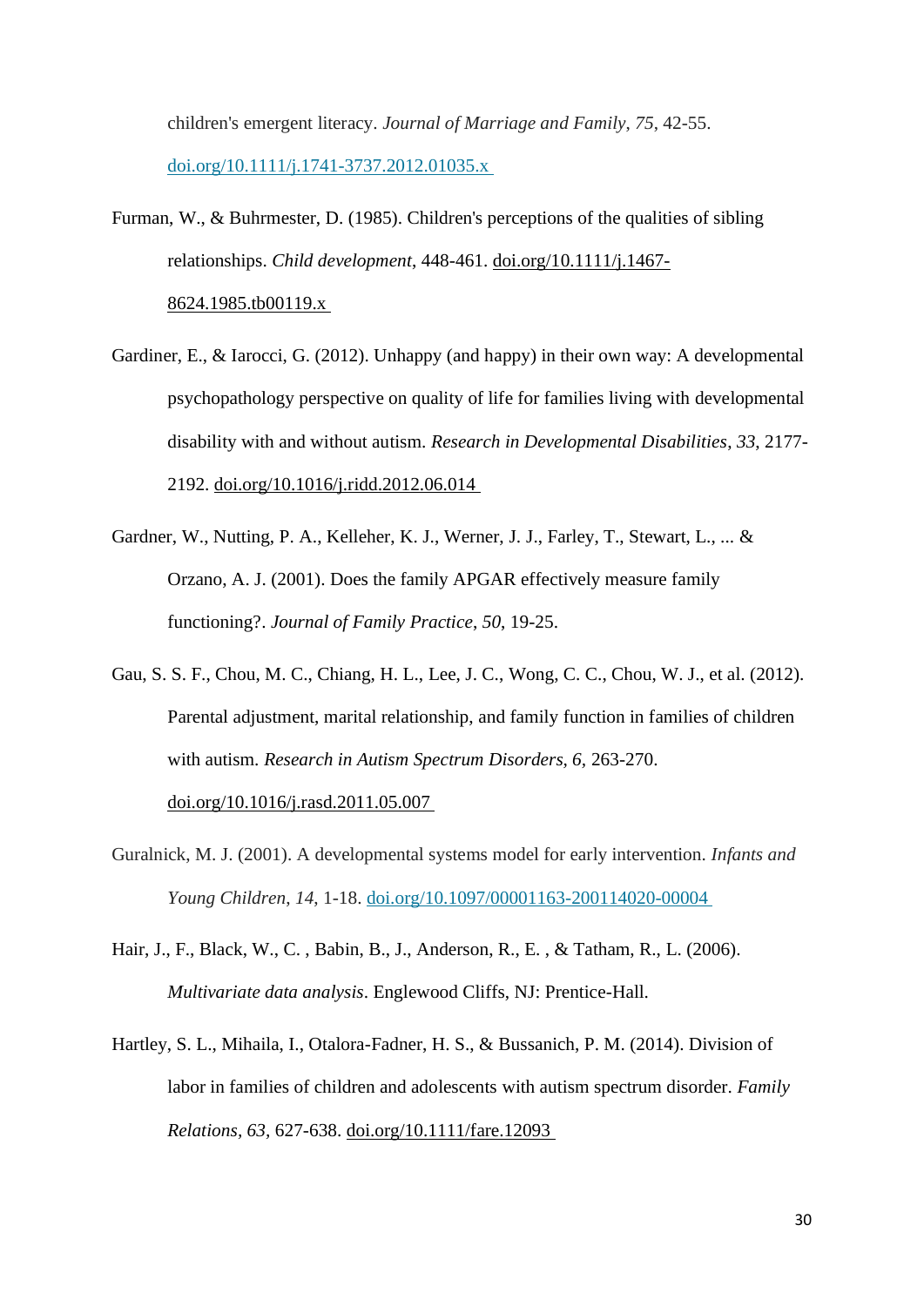children's emergent literacy. *Journal of Marriage and Family*, *75*, 42-55. doi.org/10.1111/j.1741-3737.2012.01035.x

Furman, W., & Buhrmester, D. (1985). Children's perceptions of the qualities of sibling relationships. *Child development*, 448-461. doi.org/10.1111/j.1467-8624.1985.tb00119.x

Gardiner, E., & Iarocci, G. (2012). Unhappy (and happy) in their own way: A developmental psychopathology perspective on quality of life for families living with developmental disability with and without autism. *Research in Developmental Disabilities*, *33*, 2177-2192. doi.org/10.1016/j.ridd.2012.06.014

Gardner, W., Nutting, P. A., Kelleher, K. J., Werner, J. J., Farley, T., Stewart, L., ... & Orzano, A. J. (2001). Does the family APGAR effectively measure family functioning?. *Journal of Family Practice*, *50*, 19-25.

Gau, S. S. F., Chou, M. C., Chiang, H. L., Lee, J. C., Wong, C. C., Chou, W. J., et al. (2012). Parental adjustment, marital relationship, and family function in families of children with autism. *Research in Autism Spectrum Disorders, 6*, 263-270. doi.org/10.1016/j.rasd.2011.05.007

Guralnick, M. J. (2001). A developmental systems model for early intervention. *Infants and Young Children*, *14*, 1-18. doi.org/10.1097/00001163-200114020-00004

Hair, J., F., Black, W., C. , Babin, B., J., Anderson, R., E. , & Tatham, R., L. (2006). *Multivariate data analysis*. Englewood Cliffs, NJ: Prentice-Hall.

Hartley, S. L., Mihaila, I., Otalora-Fadner, H. S., & Bussanich, P. M. (2014). Division of labor in families of children and adolescents with autism spectrum disorder. *Family Relations*, *63*, 627-638. doi.org/10.1111/fare.12093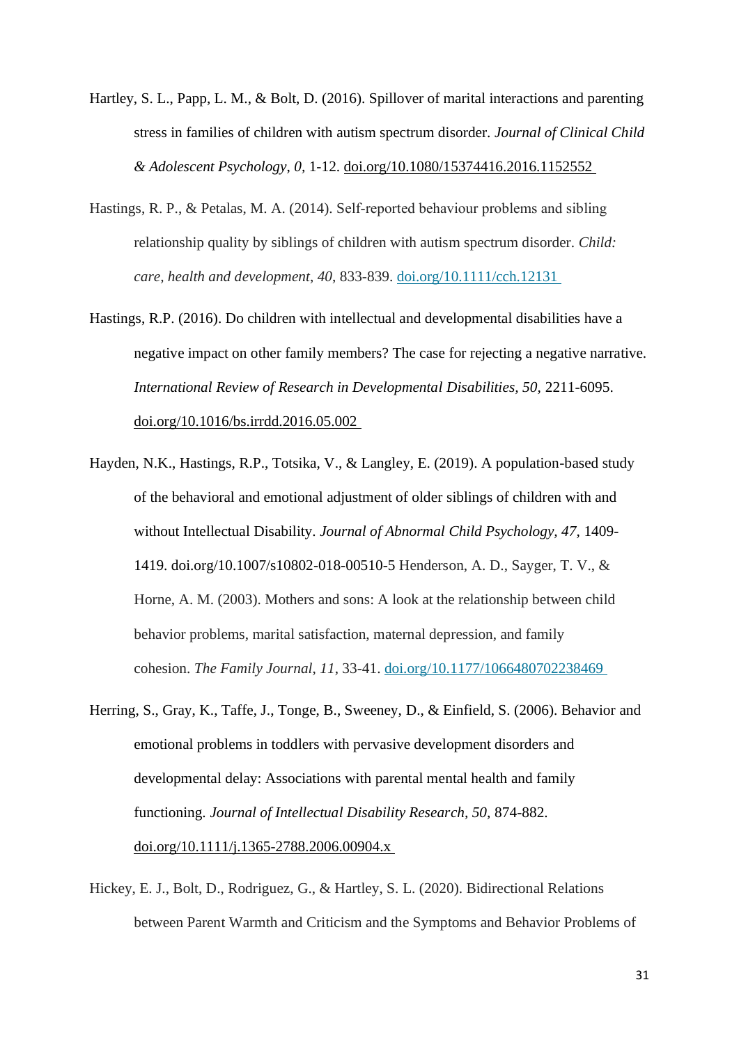Hartley, S. L., Papp, L. M., & Bolt, D. (2016). Spillover of marital interactions and parenting stress in families of children with autism spectrum disorder. *Journal of Clinical Child & Adolescent Psychology*, *0*, 1-12. doi.org/10.1080/15374416.2016.1152552

Hastings, R. P., & Petalas, M. A. (2014). Self-reported behaviour problems and sibling relationship quality by siblings of children with autism spectrum disorder. *Child: care, health and development*, *40*, 833-839. doi.org/10.1111/cch.12131

Hastings, R.P. (2016). Do children with intellectual and developmental disabilities have a negative impact on other family members? The case for rejecting a negative narrative. *International Review of Research in Developmental Disabilities, 50,* 2211-6095. doi.org/10.1016/bs.irrdd.2016.05.002

Hayden, N.K., Hastings, R.P., Totsika, V., & Langley, E. (2019). A population-based study of the behavioral and emotional adjustment of older siblings of children with and without Intellectual Disability. *Journal of Abnormal Child Psychology, 47,* 1409-1419. doi.org/10.1007/s10802-018-00510-5 Henderson, A. D., Sayger, T. V., & Horne, A. M. (2003). Mothers and sons: A look at the relationship between child behavior problems, marital satisfaction, maternal depression, and family cohesion. *The Family Journal*, *11*, 33-41. doi.org/10.1177/1066480702238469

Herring, S., Gray, K., Taffe, J., Tonge, B., Sweeney, D., & Einfield, S. (2006). Behavior and emotional problems in toddlers with pervasive development disorders and developmental delay: Associations with parental mental health and family functioning. *Journal of Intellectual Disability Research, 50,* 874-882. doi.org/10.1111/j.1365-2788.2006.00904.x

Hickey, E. J., Bolt, D., Rodriguez, G., & Hartley, S. L. (2020). Bidirectional Relations between Parent Warmth and Criticism and the Symptoms and Behavior Problems of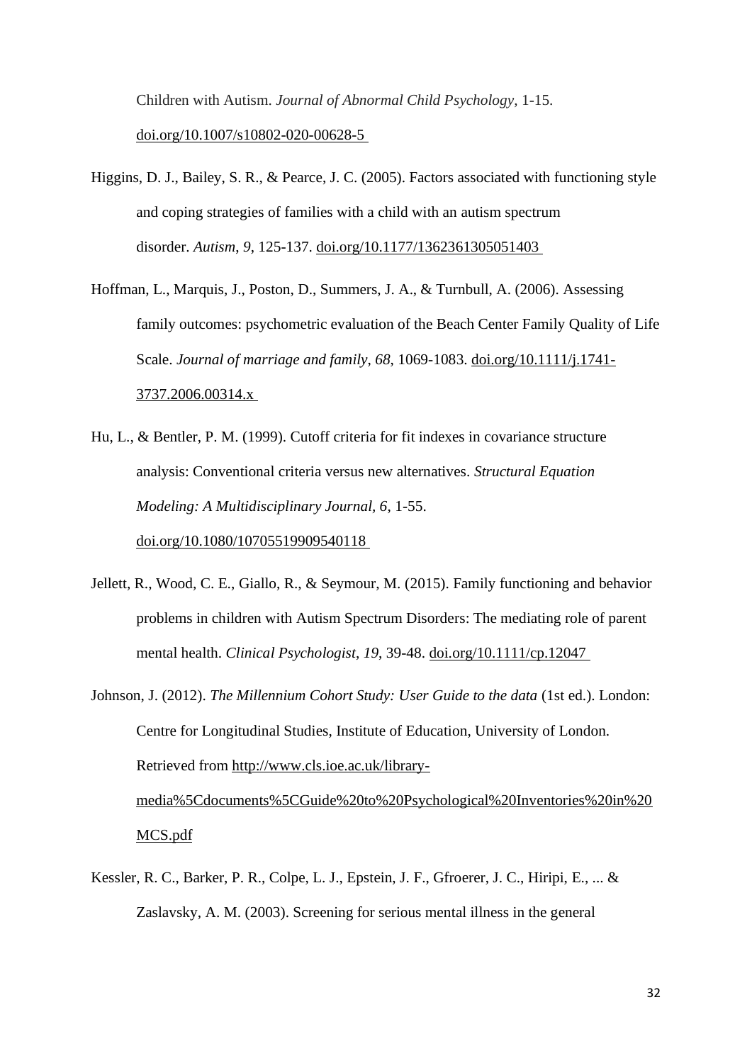Children with Autism. *Journal of Abnormal Child Psychology*, 1-15. doi.org/10.1007/s10802-020-00628-5

Higgins, D. J., Bailey, S. R., & Pearce, J. C. (2005). Factors associated with functioning style and coping strategies of families with a child with an autism spectrum disorder. *Autism*, *9*, 125-137. doi.org/10.1177/1362361305051403

Hoffman, L., Marquis, J., Poston, D., Summers, J. A., & Turnbull, A. (2006). Assessing family outcomes: psychometric evaluation of the Beach Center Family Quality of Life Scale. *Journal of marriage and family*, *68*, 1069-1083. doi.org/10.1111/j.1741-3737.2006.00314.x

Hu, L., & Bentler, P. M. (1999). Cutoff criteria for fit indexes in covariance structure analysis: Conventional criteria versus new alternatives. *Structural Equation Modeling: A Multidisciplinary Journal*, *6*, 1-55. doi.org/10.1080/10705519909540118

Jellett, R., Wood, C. E., Giallo, R., & Seymour, M. (2015). Family functioning and behavior problems in children with Autism Spectrum Disorders: The mediating role of parent mental health. *Clinical Psychologist*, *19*, 39-48. doi.org/10.1111/cp.12047

Johnson, J. (2012). *The Millennium Cohort Study: User Guide to the data* (1st ed.). London: Centre for Longitudinal Studies, Institute of Education, University of London. Retrieved from http://www.cls.ioe.ac.uk/library-media%5Cdocuments%5CGuide%20to%20Psychological%20Inventories%20in%20MCS.pdf

Kessler, R. C., Barker, P. R., Colpe, L. J., Epstein, J. F., Gfroerer, J. C., Hiripi, E., ... & Zaslavsky, A. M. (2003). Screening for serious mental illness in the general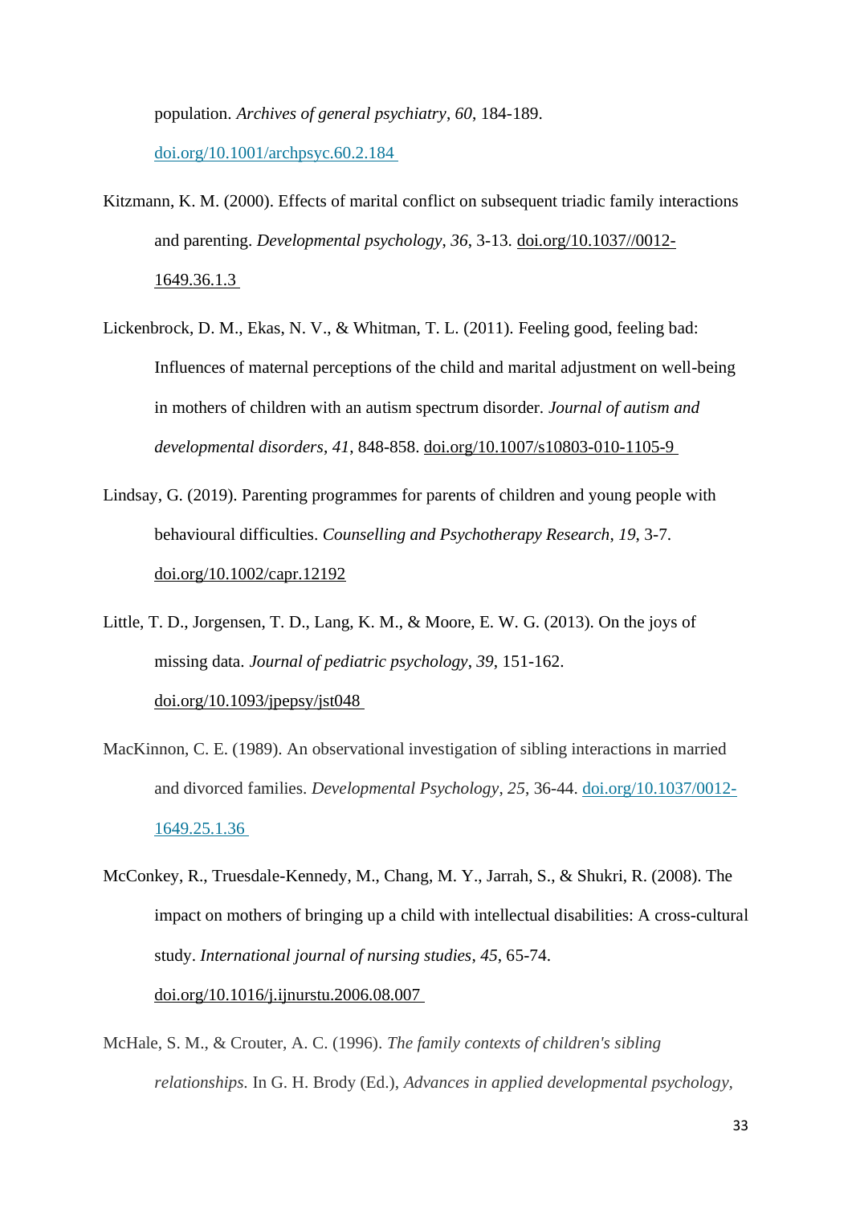population. *Archives of general psychiatry*, *60*, 184-189. doi.org/10.1001/archpsyc.60.2.184

Kitzmann, K. M. (2000). Effects of marital conflict on subsequent triadic family interactions and parenting. *Developmental psychology*, *36*, 3-13. doi.org/10.1037//0012-1649.36.1.3

Lickenbrock, D. M., Ekas, N. V., & Whitman, T. L. (2011). Feeling good, feeling bad: Influences of maternal perceptions of the child and marital adjustment on well-being in mothers of children with an autism spectrum disorder. *Journal of autism and developmental disorders*, *41*, 848-858. doi.org/10.1007/s10803-010-1105-9

Lindsay, G. (2019). Parenting programmes for parents of children and young people with behavioural difficulties. *Counselling and Psychotherapy Research*, *19*, 3-7. doi.org/10.1002/capr.12192

Little, T. D., Jorgensen, T. D., Lang, K. M., & Moore, E. W. G. (2013). On the joys of missing data. *Journal of pediatric psychology*, *39*, 151-162. doi.org/10.1093/jpepsy/jst048

MacKinnon, C. E. (1989). An observational investigation of sibling interactions in married and divorced families. *Developmental Psychology*, *25*, 36-44. doi.org/10.1037/0012-1649.25.1.36

McConkey, R., Truesdale-Kennedy, M., Chang, M. Y., Jarrah, S., & Shukri, R. (2008). The impact on mothers of bringing up a child with intellectual disabilities: A cross-cultural study. *International journal of nursing studies*, *45*, 65-74. doi.org/10.1016/j.ijnurstu.2006.08.007

McHale, S. M., & Crouter, A. C. (1996). *The family contexts of children's sibling relationships.* In G. H. Brody (Ed.), *Advances in applied developmental psychology*,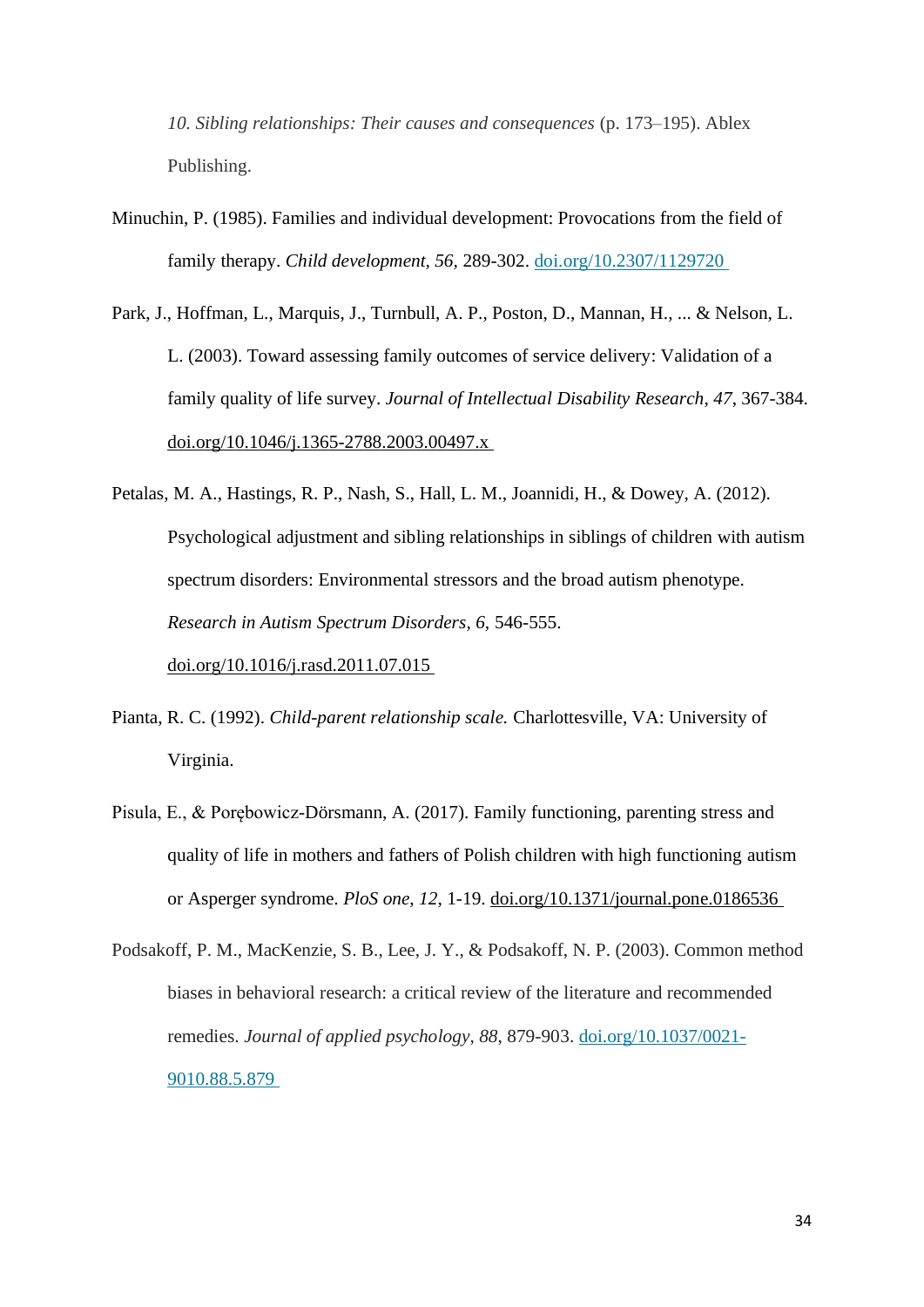*10. Sibling relationships: Their causes and consequences* (p. 173–195). Ablex Publishing.

Minuchin, P. (1985). Families and individual development: Provocations from the field of family therapy. *Child development*, *56*, 289-302. doi.org/10.2307/1129720

Park, J., Hoffman, L., Marquis, J., Turnbull, A. P., Poston, D., Mannan, H., ... & Nelson, L. L. (2003). Toward assessing family outcomes of service delivery: Validation of a family quality of life survey. *Journal of Intellectual Disability Research*, *47*, 367-384. doi.org/10.1046/j.1365-2788.2003.00497.x

Petalas, M. A., Hastings, R. P., Nash, S., Hall, L. M., Joannidi, H., & Dowey, A. (2012). Psychological adjustment and sibling relationships in siblings of children with autism spectrum disorders: Environmental stressors and the broad autism phenotype. *Research in Autism Spectrum Disorders*, *6*, 546-555. doi.org/10.1016/j.rasd.2011.07.015

Pianta, R. C. (1992). *Child-parent relationship scale.* Charlottesville, VA: University of Virginia.

Pisula, E., & Porębowicz-Dörsmann, A. (2017). Family functioning, parenting stress and quality of life in mothers and fathers of Polish children with high functioning autism or Asperger syndrome. *PloS one*, *12*, 1-19. doi.org/10.1371/journal.pone.0186536

Podsakoff, P. M., MacKenzie, S. B., Lee, J. Y., & Podsakoff, N. P. (2003). Common method biases in behavioral research: a critical review of the literature and recommended remedies. *Journal of applied psychology*, *88*, 879-903. doi.org/10.1037/0021-9010.88.5.879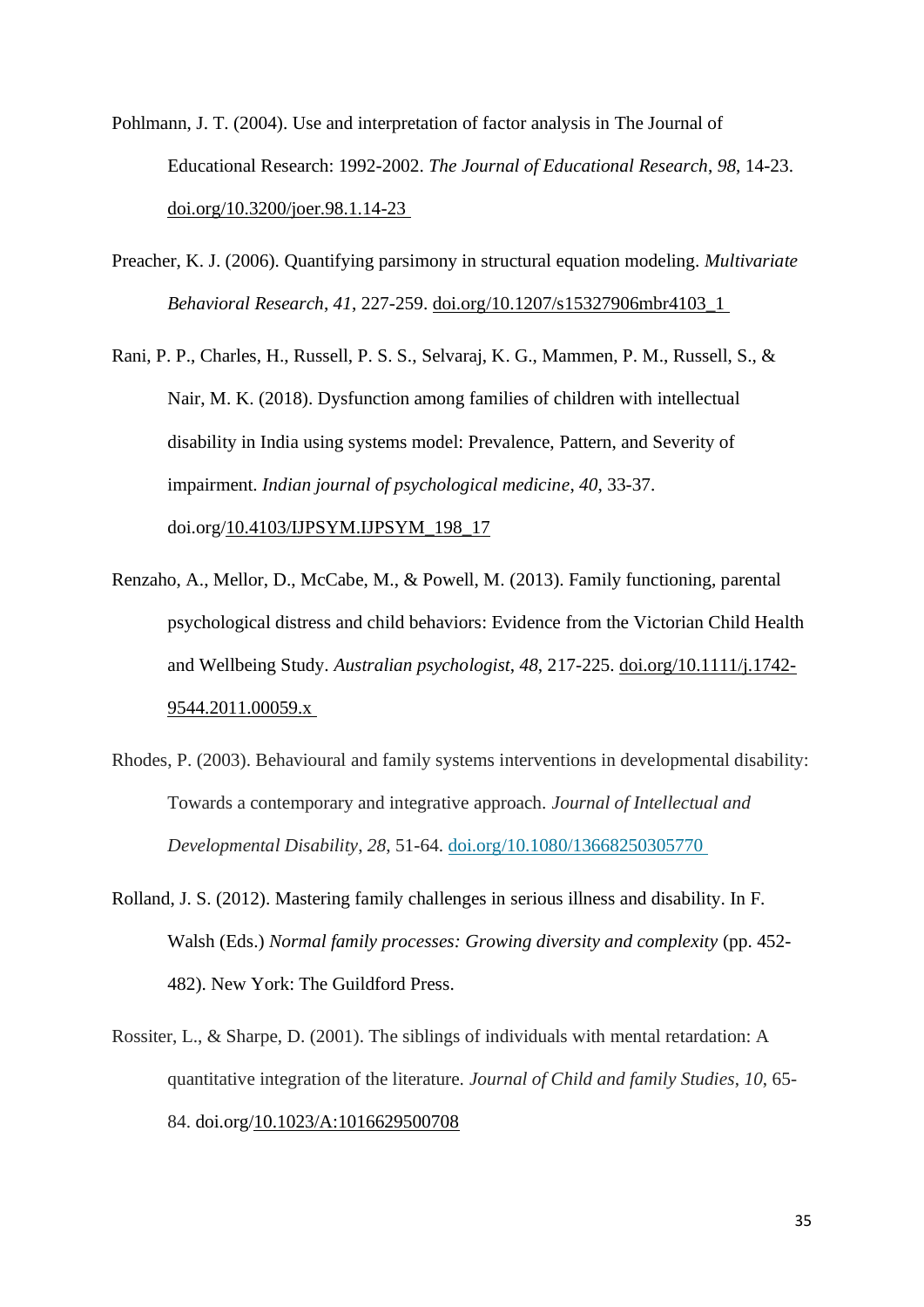Pohlmann, J. T. (2004). Use and interpretation of factor analysis in The Journal of Educational Research: 1992-2002. *The Journal of Educational Research*, *98*, 14-23. doi.org/10.3200/joer.98.1.14-23

Preacher, K. J. (2006). Quantifying parsimony in structural equation modeling. *Multivariate Behavioral Research*, *41*, 227-259. doi.org/10.1207/s15327906mbr4103_1

Rani, P. P., Charles, H., Russell, P. S. S., Selvaraj, K. G., Mammen, P. M., Russell, S., & Nair, M. K. (2018). Dysfunction among families of children with intellectual disability in India using systems model: Prevalence, Pattern, and Severity of impairment. *Indian journal of psychological medicine*, *40*, 33-37. doi.org/10.4103/IJPSYM.IJPSYM_198_17

Renzaho, A., Mellor, D., McCabe, M., & Powell, M. (2013). Family functioning, parental psychological distress and child behaviors: Evidence from the Victorian Child Health and Wellbeing Study. *Australian psychologist*, *48*, 217-225. doi.org/10.1111/j.1742-9544.2011.00059.x

Rhodes, P. (2003). Behavioural and family systems interventions in developmental disability: Towards a contemporary and integrative approach. *Journal of Intellectual and Developmental Disability*, *28*, 51-64. doi.org/10.1080/13668250305770

Rolland, J. S. (2012). Mastering family challenges in serious illness and disability. In F. Walsh (Eds.) *Normal family processes: Growing diversity and complexity* (pp. 452-482). New York: The Guildford Press.

Rossiter, L., & Sharpe, D. (2001). The siblings of individuals with mental retardation: A quantitative integration of the literature. *Journal of Child and family Studies*, *10*, 65-84. doi.org/10.1023/A:1016629500708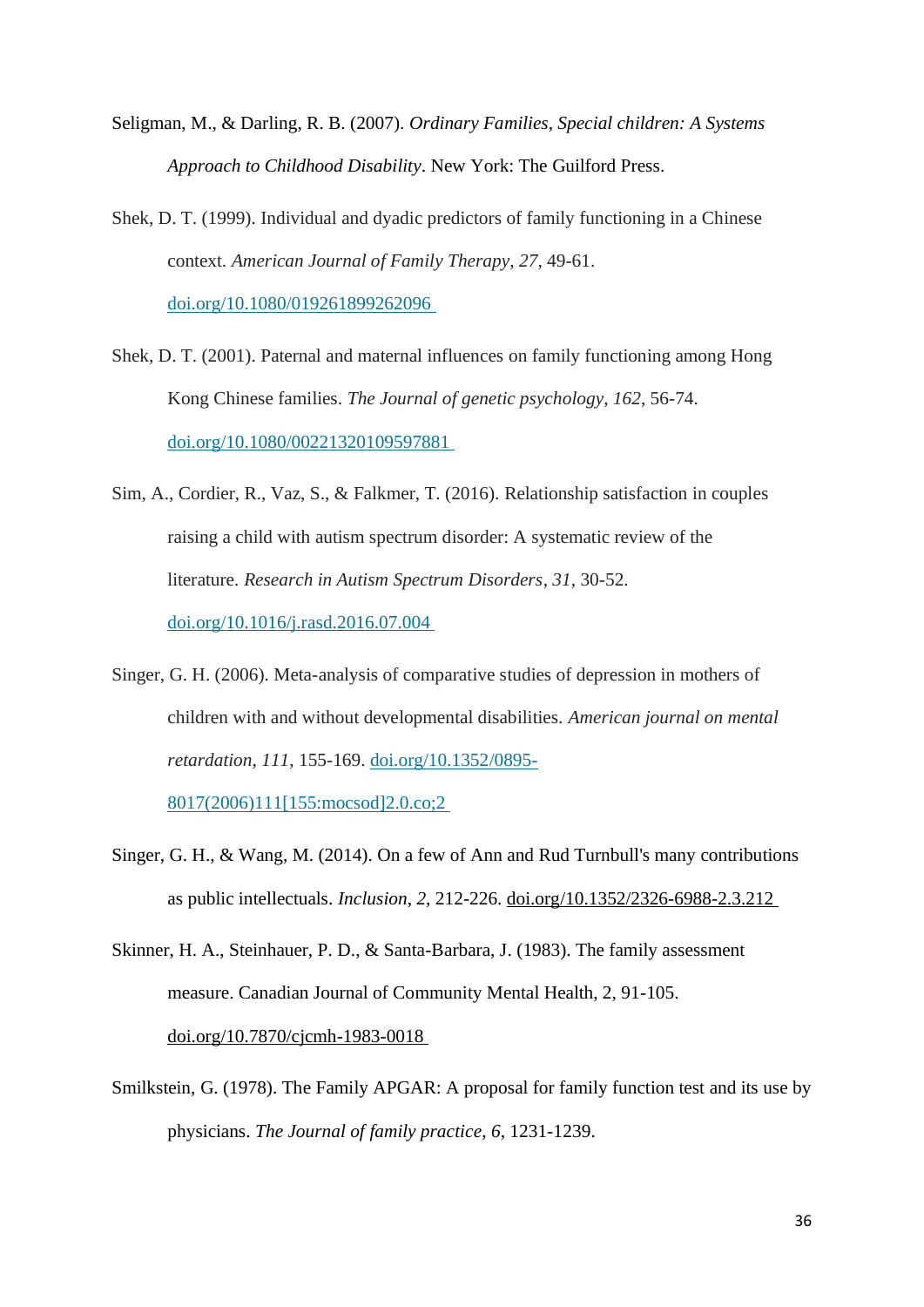Seligman, M., & Darling, R. B. (2007). *Ordinary Families, Special children: A Systems Approach to Childhood Disability*. New York: The Guilford Press.

Shek, D. T. (1999). Individual and dyadic predictors of family functioning in a Chinese context. *American Journal of Family Therapy*, *27*, 49-61. doi.org/10.1080/019261899262096

Shek, D. T. (2001). Paternal and maternal influences on family functioning among Hong Kong Chinese families. *The Journal of genetic psychology*, *162*, 56-74. doi.org/10.1080/00221320109597881

Sim, A., Cordier, R., Vaz, S., & Falkmer, T. (2016). Relationship satisfaction in couples raising a child with autism spectrum disorder: A systematic review of the literature. *Research in Autism Spectrum Disorders*, *31*, 30-52. doi.org/10.1016/j.rasd.2016.07.004

Singer, G. H. (2006). Meta-analysis of comparative studies of depression in mothers of children with and without developmental disabilities. *American journal on mental retardation*, *111*, 155-169. doi.org/10.1352/0895-8017(2006)111[155:mocsod]2.0.co;2

Singer, G. H., & Wang, M. (2014). On a few of Ann and Rud Turnbull's many contributions as public intellectuals. *Inclusion*, *2*, 212-226. doi.org/10.1352/2326-6988-2.3.212

Skinner, H. A., Steinhauer, P. D., & Santa-Barbara, J. (1983). The family assessment measure. Canadian Journal of Community Mental Health, 2, 91-105. doi.org/10.7870/cjcmh-1983-0018

Smilkstein, G. (1978). The Family APGAR: A proposal for family function test and its use by physicians. *The Journal of family practice*, *6*, 1231-1239.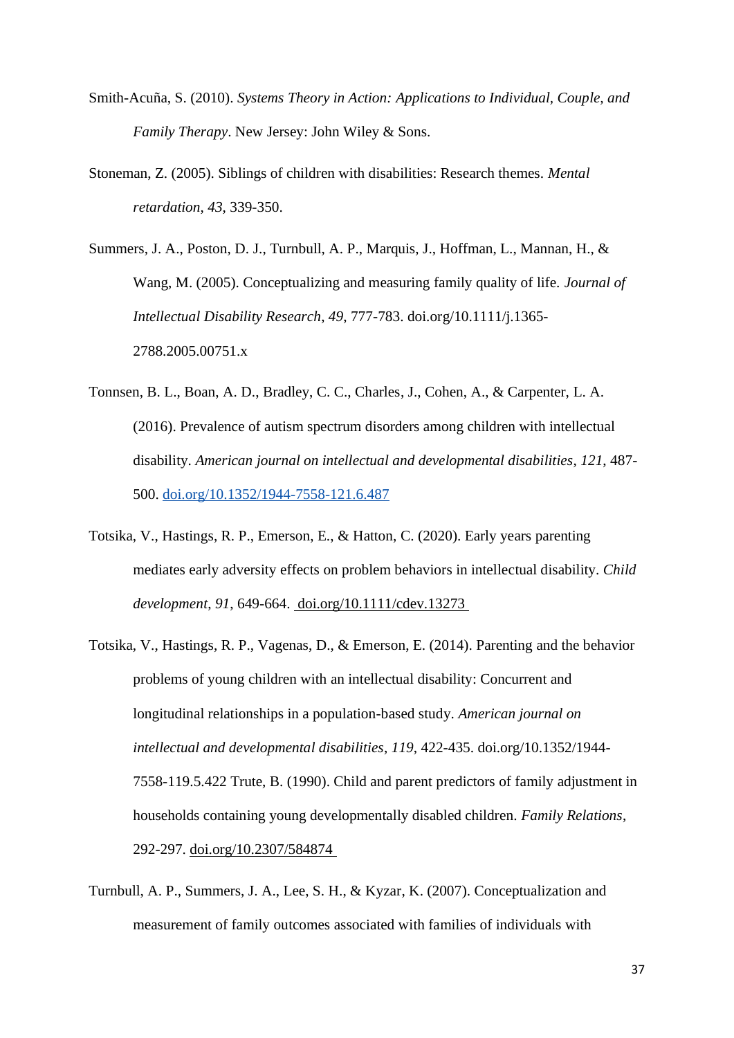Smith-Acuña, S. (2010). *Systems Theory in Action: Applications to Individual, Couple, and Family Therapy*. New Jersey: John Wiley & Sons.

Stoneman, Z. (2005). Siblings of children with disabilities: Research themes. *Mental retardation*, *43*, 339-350.

Summers, J. A., Poston, D. J., Turnbull, A. P., Marquis, J., Hoffman, L., Mannan, H., & Wang, M. (2005). Conceptualizing and measuring family quality of life. *Journal of Intellectual Disability Research*, *49*, 777-783. doi.org/10.1111/j.1365-2788.2005.00751.x

Tonnsen, B. L., Boan, A. D., Bradley, C. C., Charles, J., Cohen, A., & Carpenter, L. A. (2016). Prevalence of autism spectrum disorders among children with intellectual disability. *American journal on intellectual and developmental disabilities*, *121*, 487-500. doi.org/10.1352/1944-7558-121.6.487

Totsika, V., Hastings, R. P., Emerson, E., & Hatton, C. (2020). Early years parenting mediates early adversity effects on problem behaviors in intellectual disability. *Child development*, *91*, 649-664. doi.org/10.1111/cdev.13273

Totsika, V., Hastings, R. P., Vagenas, D., & Emerson, E. (2014). Parenting and the behavior problems of young children with an intellectual disability: Concurrent and longitudinal relationships in a population-based study. *American journal on intellectual and developmental disabilities*, *119*, 422-435. doi.org/10.1352/1944-7558-119.5.422 Trute, B. (1990). Child and parent predictors of family adjustment in households containing young developmentally disabled children. *Family Relations*, 292-297. doi.org/10.2307/584874

Turnbull, A. P., Summers, J. A., Lee, S. H., & Kyzar, K. (2007). Conceptualization and measurement of family outcomes associated with families of individuals with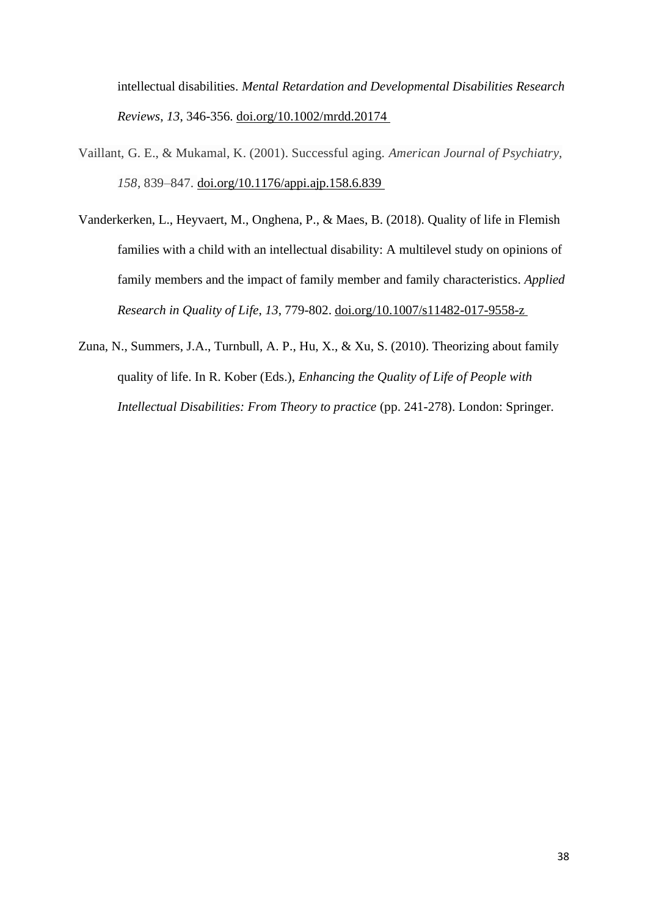intellectual disabilities. *Mental Retardation and Developmental Disabilities Research Reviews*, *13*, 346-356. doi.org/10.1002/mrdd.20174

Vaillant, G. E., & Mukamal, K. (2001). Successful aging. *American Journal of Psychiatry, 158*, 839–847. doi.org/10.1176/appi.ajp.158.6.839

Vanderkerken, L., Heyvaert, M., Onghena, P., & Maes, B. (2018). Quality of life in Flemish families with a child with an intellectual disability: A multilevel study on opinions of family members and the impact of family member and family characteristics. *Applied Research in Quality of Life*, *13*, 779-802. doi.org/10.1007/s11482-017-9558-z

Zuna, N., Summers, J.A., Turnbull, A. P., Hu, X., & Xu, S. (2010). Theorizing about family quality of life. In R. Kober (Eds.), *Enhancing the Quality of Life of People with Intellectual Disabilities: From Theory to practice* (pp. 241-278). London: Springer.